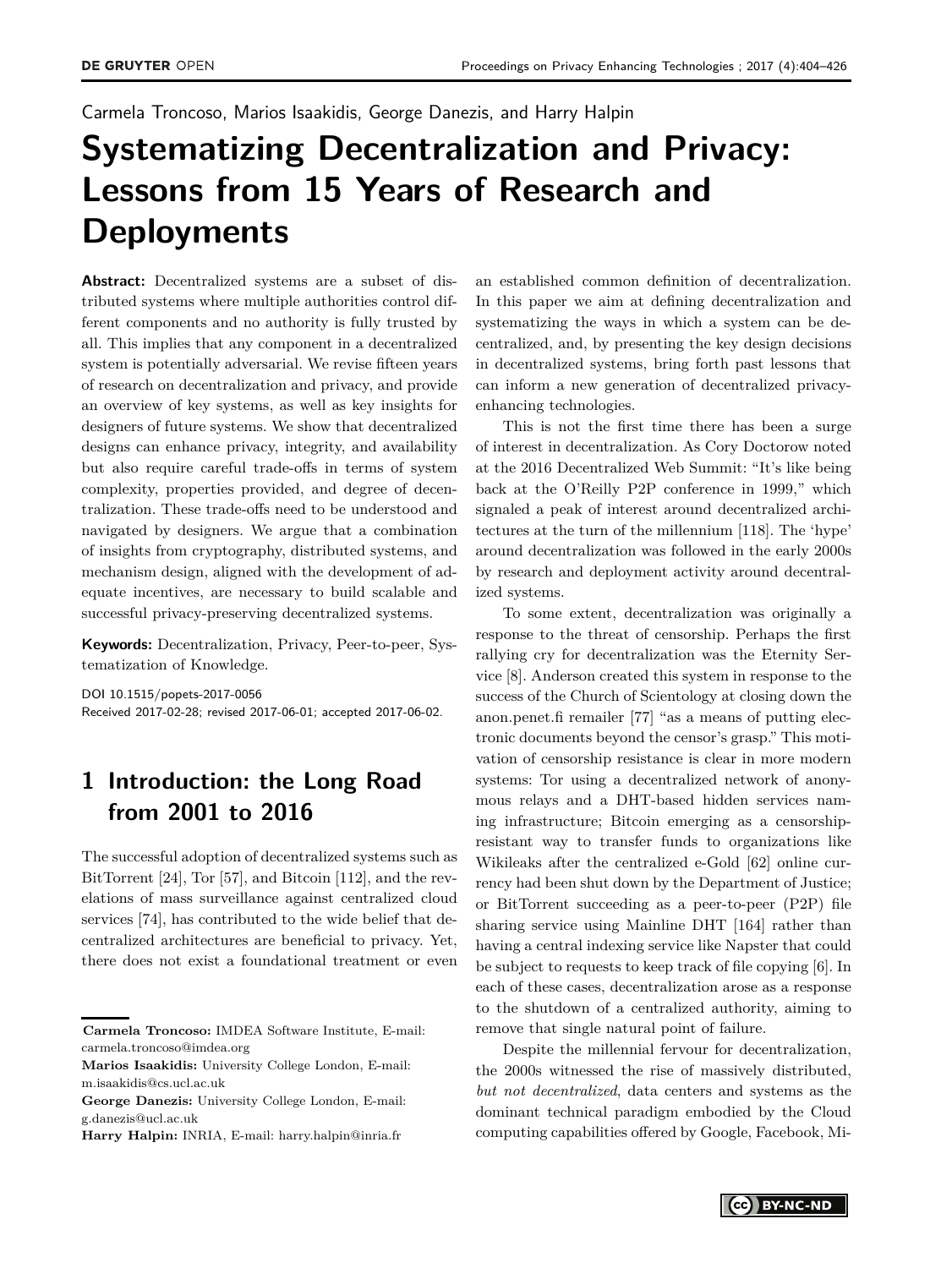Carmela Troncoso, Marios Isaakidis, George Danezis, and Harry Halpin

# Systematizing Decentralization and Privacy: Lessons from 15 Years of Research and Deployments

**Abstract:** Decentralized systems are a subset of distributed systems where multiple authorities control different components and no authority is fully trusted by all. This implies that any component in a decentralized system is potentially adversarial. We revise fifteen years of research on decentralization and privacy, and provide an overview of key systems, as well as key insights for designers of future systems. We show that decentralized designs can enhance privacy, integrity, and availability but also require careful trade-offs in terms of system complexity, properties provided, and degree of decentralization. These trade-offs need to be understood and navigated by designers. We argue that a combination of insights from cryptography, distributed systems, and mechanism design, aligned with the development of adequate incentives, are necessary to build scalable and successful privacy-preserving decentralized systems.

**Keywords:** Decentralization, Privacy, Peer-to-peer, Systematization of Knowledge.

DOI 10.1515/popets-2017-0056
Received 2017-02-28; revised 2017-06-01; accepted 2017-06-02.

## 1 Introduction: the Long Road from 2001 to 2016

The successful adoption of decentralized systems such as BitTorrent [24], Tor [57], and Bitcoin [112], and the revelations of mass surveillance against centralized cloud services [74], has contributed to the wide belief that decentralized architectures are beneficial to privacy. Yet, there does not exist a foundational treatment or even an established common definition of decentralization. In this paper we aim at defining decentralization and systematizing the ways in which a system can be decentralized, and, by presenting the key design decisions in decentralized systems, bring forth past lessons that can inform a new generation of decentralized privacy-enhancing technologies.

This is not the first time there has been a surge of interest in decentralization. As Cory Doctorow noted at the 2016 Decentralized Web Summit: "It's like being back at the O'Reilly P2P conference in 1999," which signaled a peak of interest around decentralized architectures at the turn of the millennium [118]. The 'hype' around decentralization was followed in the early 2000s by research and deployment activity around decentralized systems.

To some extent, decentralization was originally a response to the threat of censorship. Perhaps the first rallying cry for decentralization was the Eternity Service [8]. Anderson created this system in response to the success of the Church of Scientology at closing down the anon.penet.fi remailer [77] "as a means of putting electronic documents beyond the censor's grasp." This motivation of censorship resistance is clear in more modern systems: Tor using a decentralized network of anonymous relays and a DHT-based hidden services naming infrastructure; Bitcoin emerging as a censorship-resistant way to transfer funds to organizations like Wikileaks after the centralized e-Gold [62] online currency had been shut down by the Department of Justice; or BitTorrent succeeding as a peer-to-peer (P2P) file sharing service using Mainline DHT [164] rather than having a central indexing service like Napster that could be subject to requests to keep track of file copying [6]. In each of these cases, decentralization arose as a response to the shutdown of a centralized authority, aiming to remove that single natural point of failure.

Despite the millennial fervour for decentralization, the 2000s witnessed the rise of massively distributed, *but not decentralized*, data centers and systems as the dominant technical paradigm embodied by the Cloud computing capabilities offered by Google, Facebook, Mi-

**Carmela Troncoso:** IMDEA Software Institute, E-mail: carmela.troncoso@imdea.org
**Marios Isaakidis:** University College London, E-mail: m.isaakidis@cs.ucl.ac.uk
**George Danezis:** University College London, E-mail: g.danezis@ucl.ac.uk
**Harry Halpin:** INRIA, E-mail: harry.halpin@inria.fr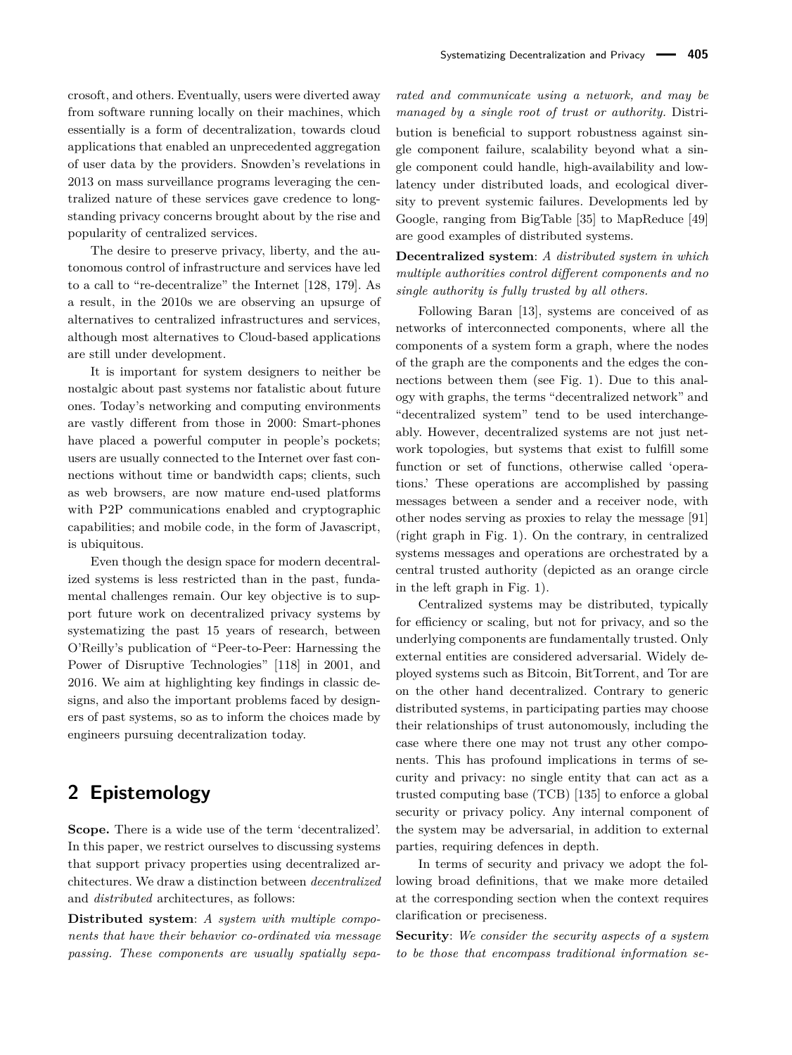crosoft, and others. Eventually, users were diverted away from software running locally on their machines, which essentially is a form of decentralization, towards cloud applications that enabled an unprecedented aggregation of user data by the providers. Snowden's revelations in 2013 on mass surveillance programs leveraging the centralized nature of these services gave credence to longstanding privacy concerns brought about by the rise and popularity of centralized services.

The desire to preserve privacy, liberty, and the autonomous control of infrastructure and services have led to a call to "re-decentralize" the Internet [128, 179]. As a result, in the 2010s we are observing an upsurge of alternatives to centralized infrastructures and services, although most alternatives to Cloud-based applications are still under development.

It is important for system designers to neither be nostalgic about past systems nor fatalistic about future ones. Today's networking and computing environments are vastly different from those in 2000: Smart-phones have placed a powerful computer in people's pockets; users are usually connected to the Internet over fast connections without time or bandwidth caps; clients, such as web browsers, are now mature end-used platforms with P2P communications enabled and cryptographic capabilities; and mobile code, in the form of Javascript, is ubiquitous.

Even though the design space for modern decentralized systems is less restricted than in the past, fundamental challenges remain. Our key objective is to support future work on decentralized privacy systems by systematizing the past 15 years of research, between O'Reilly's publication of "Peer-to-Peer: Harnessing the Power of Disruptive Technologies" [118] in 2001, and 2016. We aim at highlighting key findings in classic designs, and also the important problems faced by designers of past systems, so as to inform the choices made by engineers pursuing decentralization today.

## 2 Epistemology

**Scope.** There is a wide use of the term 'decentralized'. In this paper, we restrict ourselves to discussing systems that support privacy properties using decentralized architectures. We draw a distinction between *decentralized* and *distributed* architectures, as follows:

**Distributed system**: *A system with multiple components that have their behavior co-ordinated via message passing. These components are usually spatially separated and communicate using a network, and may be managed by a single root of trust or authority.* Distribution is beneficial to support robustness against single component failure, scalability beyond what a single component could handle, high-availability and low-latency under distributed loads, and ecological diversity to prevent systemic failures. Developments led by Google, ranging from BigTable [35] to MapReduce [49] are good examples of distributed systems.

**Decentralized system**: *A distributed system in which multiple authorities control different components and no single authority is fully trusted by all others.*

Following Baran [13], systems are conceived of as networks of interconnected components, where all the components of a system form a graph, where the nodes of the graph are the components and the edges the connections between them (see Fig. 1). Due to this analogy with graphs, the terms "decentralized network" and "decentralized system" tend to be used interchangeably. However, decentralized systems are not just network topologies, but systems that exist to fulfill some function or set of functions, otherwise called 'operations.' These operations are accomplished by passing messages between a sender and a receiver node, with other nodes serving as proxies to relay the message [91] (right graph in Fig. 1). On the contrary, in centralized systems messages and operations are orchestrated by a central trusted authority (depicted as an orange circle in the left graph in Fig. 1).

Centralized systems may be distributed, typically for efficiency or scaling, but not for privacy, and so the underlying components are fundamentally trusted. Only external entities are considered adversarial. Widely deployed systems such as Bitcoin, BitTorrent, and Tor are on the other hand decentralized. Contrary to generic distributed systems, in participating parties may choose their relationships of trust autonomously, including the case where there one may not trust any other components. This has profound implications in terms of security and privacy: no single entity that can act as a trusted computing base (TCB) [135] to enforce a global security or privacy policy. Any internal component of the system may be adversarial, in addition to external parties, requiring defences in depth.

In terms of security and privacy we adopt the following broad definitions, that we make more detailed at the corresponding section when the context requires clarification or preciseness.

**Security**: *We consider the security aspects of a system to be those that encompass traditional information se-*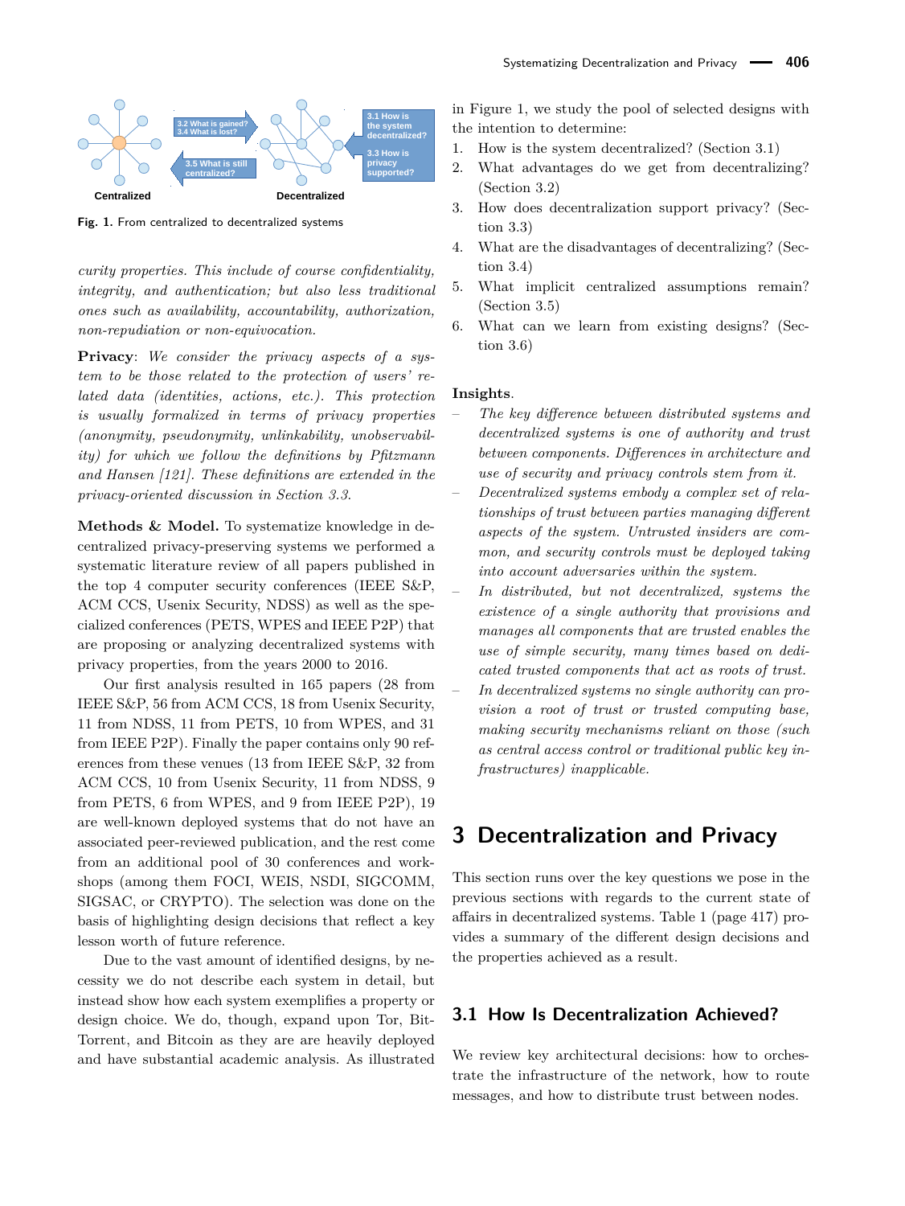Fig. 1. From centralized to decentralized systems

*curity properties. This include of course confidentiality, integrity, and authentication; but also less traditional ones such as availability, accountability, authorization, non-repudiation or non-equivocation.*

**Privacy**: *We consider the privacy aspects of a system to be those related to the protection of users' related data (identities, actions, etc.). This protection is usually formalized in terms of privacy properties (anonymity, pseudonymity, unlinkability, unobservability) for which we follow the definitions by Pfitzmann and Hansen [121]. These definitions are extended in the privacy-oriented discussion in Section 3.3.*

**Methods & Model.** To systematize knowledge in decentralized privacy-preserving systems we performed a systematic literature review of all papers published in the top 4 computer security conferences (IEEE S&P, ACM CCS, Usenix Security, NDSS) as well as the specialized conferences (PETS, WPES and IEEE P2P) that are proposing or analyzing decentralized systems with privacy properties, from the years 2000 to 2016.

Our first analysis resulted in 165 papers (28 from IEEE S&P, 56 from ACM CCS, 18 from Usenix Security, 11 from NDSS, 11 from PETS, 10 from WPES, and 31 from IEEE P2P). Finally the paper contains only 90 references from these venues (13 from IEEE S&P, 32 from ACM CCS, 10 from Usenix Security, 11 from NDSS, 9 from PETS, 6 from WPES, and 9 from IEEE P2P), 19 are well-known deployed systems that do not have an associated peer-reviewed publication, and the rest come from an additional pool of 30 conferences and workshops (among them FOCI, WEIS, NSDI, SIGCOMM, SIGSAC, or CRYPTO). The selection was done on the basis of highlighting design decisions that reflect a key lesson worth of future reference.

Due to the vast amount of identified designs, by necessity we do not describe each system in detail, but instead show how each system exemplifies a property or design choice. We do, though, expand upon Tor, BitTorrent, and Bitcoin as they are heavily deployed and have substantial academic analysis. As illustrated in Figure 1, we study the pool of selected designs with the intention to determine:

1. How is the system decentralized? (Section 3.1)
2. What advantages do we get from decentralizing? (Section 3.2)
3. How does decentralization support privacy? (Section 3.3)
4. What are the disadvantages of decentralizing? (Section 3.4)
5. What implicit centralized assumptions remain? (Section 3.5)
6. What can we learn from existing designs? (Section 3.6)

**Insights**.

- *The key difference between distributed systems and decentralized systems is one of authority and trust between components. Differences in architecture and use of security and privacy controls stem from it.*
- *Decentralized systems embody a complex set of relationships of trust between parties managing different aspects of the system. Untrusted insiders are common, and security controls must be deployed taking into account adversaries within the system.*
- *In distributed, but not decentralized, systems the existence of a single authority that provisions and manages all components that are trusted enables the use of simple security, many times based on dedicated trusted components that act as roots of trust.*
- *In decentralized systems no single authority can provision a root of trust or trusted computing base, making security mechanisms reliant on those (such as central access control or traditional public key infrastructures) inapplicable.*

# 3 Decentralization and Privacy

This section runs over the key questions we pose in the previous sections with regards to the current state of affairs in decentralized systems. Table 1 (page 417) provides a summary of the different design decisions and the properties achieved as a result.

## 3.1 How Is Decentralization Achieved?

We review key architectural decisions: how to orchestrate the infrastructure of the network, how to route messages, and how to distribute trust between nodes.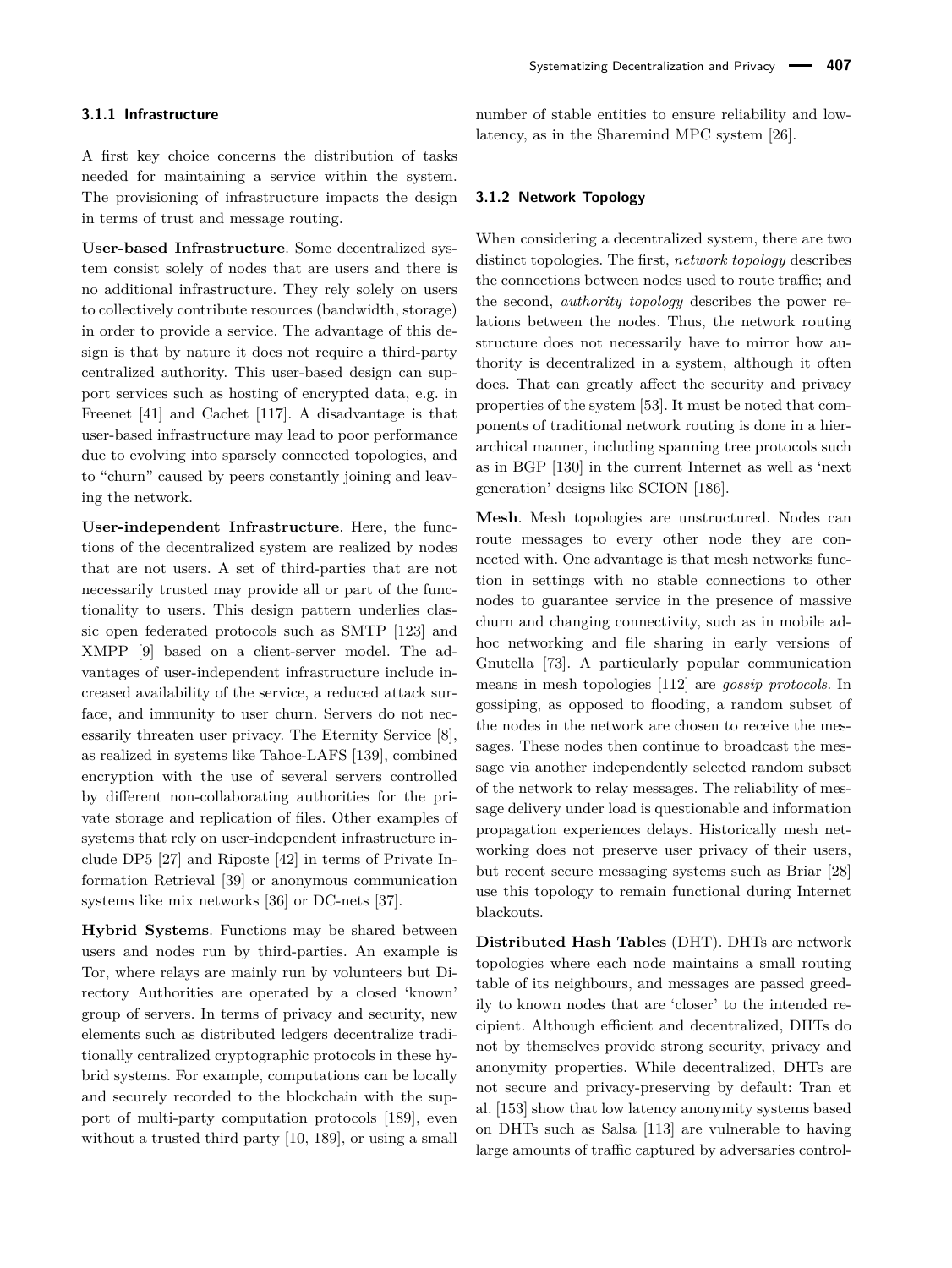### 3.1.1 Infrastructure

A first key choice concerns the distribution of tasks needed for maintaining a service within the system. The provisioning of infrastructure impacts the design in terms of trust and message routing.

**User-based Infrastructure**. Some decentralized system consist solely of nodes that are users and there is no additional infrastructure. They rely solely on users to collectively contribute resources (bandwidth, storage) in order to provide a service. The advantage of this design is that by nature it does not require a third-party centralized authority. This user-based design can support services such as hosting of encrypted data, e.g. in Freenet [41] and Cachet [117]. A disadvantage is that user-based infrastructure may lead to poor performance due to evolving into sparsely connected topologies, and to "churn" caused by peers constantly joining and leaving the network.

**User-independent Infrastructure**. Here, the functions of the decentralized system are realized by nodes that are not users. A set of third-parties that are not necessarily trusted may provide all or part of the functionality to users. This design pattern underlies classic open federated protocols such as SMTP [123] and XMPP [9] based on a client-server model. The advantages of user-independent infrastructure include increased availability of the service, a reduced attack surface, and immunity to user churn. Servers do not necessarily threaten user privacy. The Eternity Service [8], as realized in systems like Tahoe-LAFS [139], combined encryption with the use of several servers controlled by different non-collaborating authorities for the private storage and replication of files. Other examples of systems that rely on user-independent infrastructure include DP5 [27] and Riposte [42] in terms of Private Information Retrieval [39] or anonymous communication systems like mix networks [36] or DC-nets [37].

**Hybrid Systems**. Functions may be shared between users and nodes run by third-parties. An example is Tor, where relays are mainly run by volunteers but Directory Authorities are operated by a closed 'known' group of servers. In terms of privacy and security, new elements such as distributed ledgers decentralize traditionally centralized cryptographic protocols in these hybrid systems. For example, computations can be locally and securely recorded to the blockchain with the support of multi-party computation protocols [189], even without a trusted third party [10, 189], or using a small number of stable entities to ensure reliability and low-latency, as in the Sharemind MPC system [26].

### 3.1.2 Network Topology

When considering a decentralized system, there are two distinct topologies. The first, *network topology* describes the connections between nodes used to route traffic; and the second, *authority topology* describes the power relations between the nodes. Thus, the network routing structure does not necessarily have to mirror how authority is decentralized in a system, although it often does. That can greatly affect the security and privacy properties of the system [53]. It must be noted that components of traditional network routing is done in a hierarchical manner, including spanning tree protocols such as in BGP [130] in the current Internet as well as 'next generation' designs like SCION [186].

**Mesh**. Mesh topologies are unstructured. Nodes can route messages to every other node they are connected with. One advantage is that mesh networks function in settings with no stable connections to other nodes to guarantee service in the presence of massive churn and changing connectivity, such as in mobile ad-hoc networking and file sharing in early versions of Gnutella [73]. A particularly popular communication means in mesh topologies [112] are *gossip protocols*. In gossiping, as opposed to flooding, a random subset of the nodes in the network are chosen to receive the messages. These nodes then continue to broadcast the message via another independently selected random subset of the network to relay messages. The reliability of message delivery under load is questionable and information propagation experiences delays. Historically mesh networking does not preserve user privacy of their users, but recent secure messaging systems such as Briar [28] use this topology to remain functional during Internet blackouts.

**Distributed Hash Tables** (DHT). DHTs are network topologies where each node maintains a small routing table of its neighbours, and messages are passed greedily to known nodes that are 'closer' to the intended recipient. Although efficient and decentralized, DHTs do not by themselves provide strong security, privacy and anonymity properties. While decentralized, DHTs are not secure and privacy-preserving by default: Tran et al. [153] show that low latency anonymity systems based on DHTs such as Salsa [113] are vulnerable to having large amounts of traffic captured by adversaries control-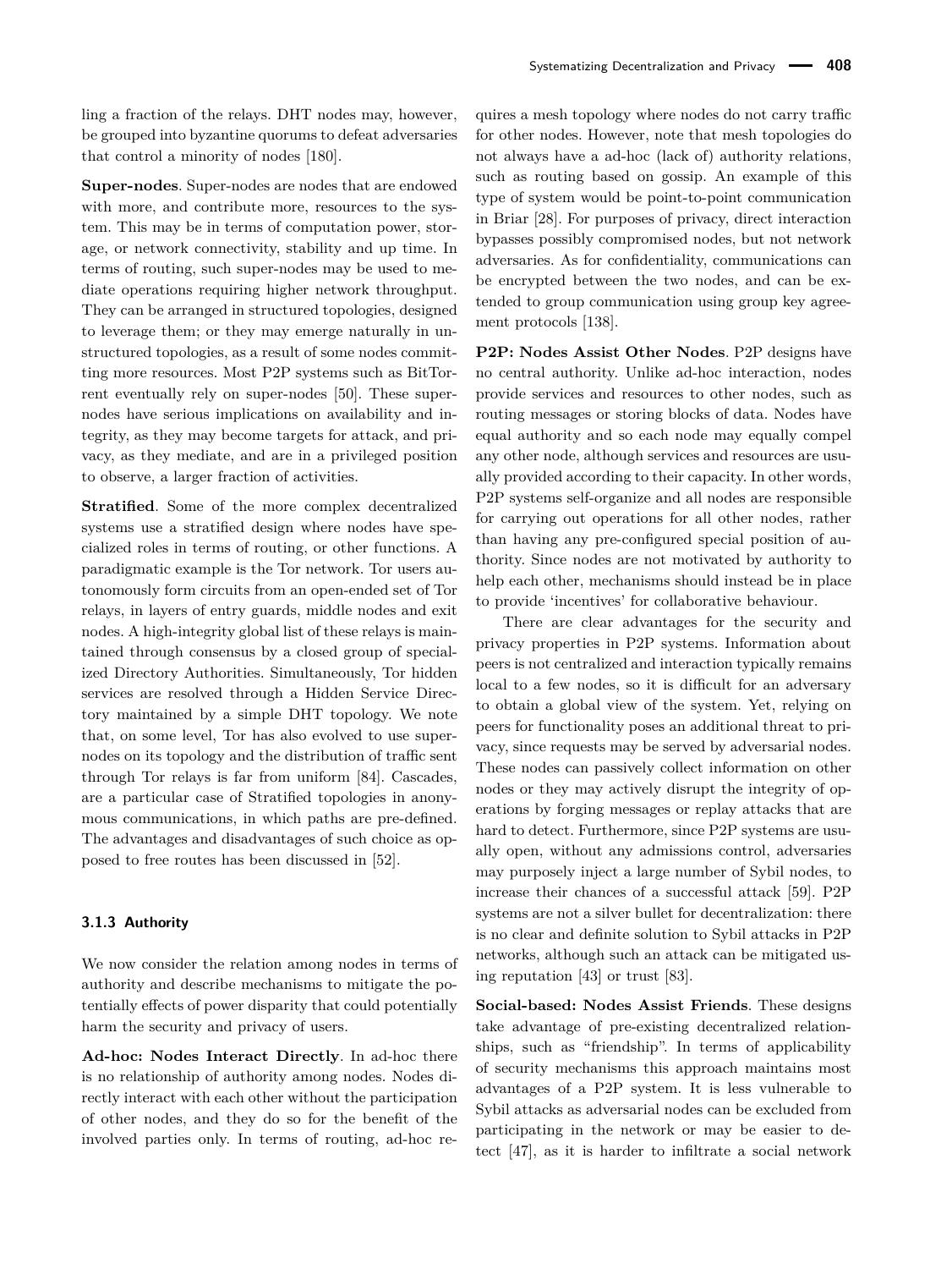ling a fraction of the relays. DHT nodes may, however, be grouped into byzantine quorums to defeat adversaries that control a minority of nodes [180].

**Super-nodes**. Super-nodes are nodes that are endowed with more, and contribute more, resources to the system. This may be in terms of computation power, storage, or network connectivity, stability and up time. In terms of routing, such super-nodes may be used to mediate operations requiring higher network throughput. They can be arranged in structured topologies, designed to leverage them; or they may emerge naturally in unstructured topologies, as a result of some nodes committing more resources. Most P2P systems such as BitTorrent eventually rely on super-nodes [50]. These super-nodes have serious implications on availability and integrity, as they may become targets for attack, and privacy, as they mediate, and are in a privileged position to observe, a larger fraction of activities.

**Stratified**. Some of the more complex decentralized systems use a stratified design where nodes have specialized roles in terms of routing, or other functions. A paradigmatic example is the Tor network. Tor users autonomously form circuits from an open-ended set of Tor relays, in layers of entry guards, middle nodes and exit nodes. A high-integrity global list of these relays is maintained through consensus by a closed group of specialized Directory Authorities. Simultaneously, Tor hidden services are resolved through a Hidden Service Directory maintained by a simple DHT topology. We note that, on some level, Tor has also evolved to use super-nodes on its topology and the distribution of traffic sent through Tor relays is far from uniform [84]. Cascades, are a particular case of Stratified topologies in anonymous communications, in which paths are pre-defined. The advantages and disadvantages of such choice as opposed to free routes has been discussed in [52].

### 3.1.3 Authority

We now consider the relation among nodes in terms of authority and describe mechanisms to mitigate the potentially effects of power disparity that could potentially harm the security and privacy of users.

**Ad-hoc: Nodes Interact Directly**. In ad-hoc there is no relationship of authority among nodes. Nodes directly interact with each other without the participation of other nodes, and they do so for the benefit of the involved parties only. In terms of routing, ad-hoc requires a mesh topology where nodes do not carry traffic for other nodes. However, note that mesh topologies do not always have a ad-hoc (lack of) authority relations, such as routing based on gossip. An example of this type of system would be point-to-point communication in Briar [28]. For purposes of privacy, direct interaction bypasses possibly compromised nodes, but not network adversaries. As for confidentiality, communications can be encrypted between the two nodes, and can be extended to group communication using group key agreement protocols [138].

**P2P: Nodes Assist Other Nodes**. P2P designs have no central authority. Unlike ad-hoc interaction, nodes provide services and resources to other nodes, such as routing messages or storing blocks of data. Nodes have equal authority and so each node may equally compel any other node, although services and resources are usually provided according to their capacity. In other words, P2P systems self-organize and all nodes are responsible for carrying out operations for all other nodes, rather than having any pre-configured special position of authority. Since nodes are not motivated by authority to help each other, mechanisms should instead be in place to provide 'incentives' for collaborative behaviour.

There are clear advantages for the security and privacy properties in P2P systems. Information about peers is not centralized and interaction typically remains local to a few nodes, so it is difficult for an adversary to obtain a global view of the system. Yet, relying on peers for functionality poses an additional threat to privacy, since requests may be served by adversarial nodes. These nodes can passively collect information on other nodes or they may actively disrupt the integrity of operations by forging messages or replay attacks that are hard to detect. Furthermore, since P2P systems are usually open, without any admissions control, adversaries may purposely inject a large number of Sybil nodes, to increase their chances of a successful attack [59]. P2P systems are not a silver bullet for decentralization: there is no clear and definite solution to Sybil attacks in P2P networks, although such an attack can be mitigated using reputation [43] or trust [83].

**Social-based: Nodes Assist Friends**. These designs take advantage of pre-existing decentralized relationships, such as "friendship". In terms of applicability of security mechanisms this approach maintains most advantages of a P2P system. It is less vulnerable to Sybil attacks as adversarial nodes can be excluded from participating in the network or may be easier to detect [47], as it is harder to infiltrate a social network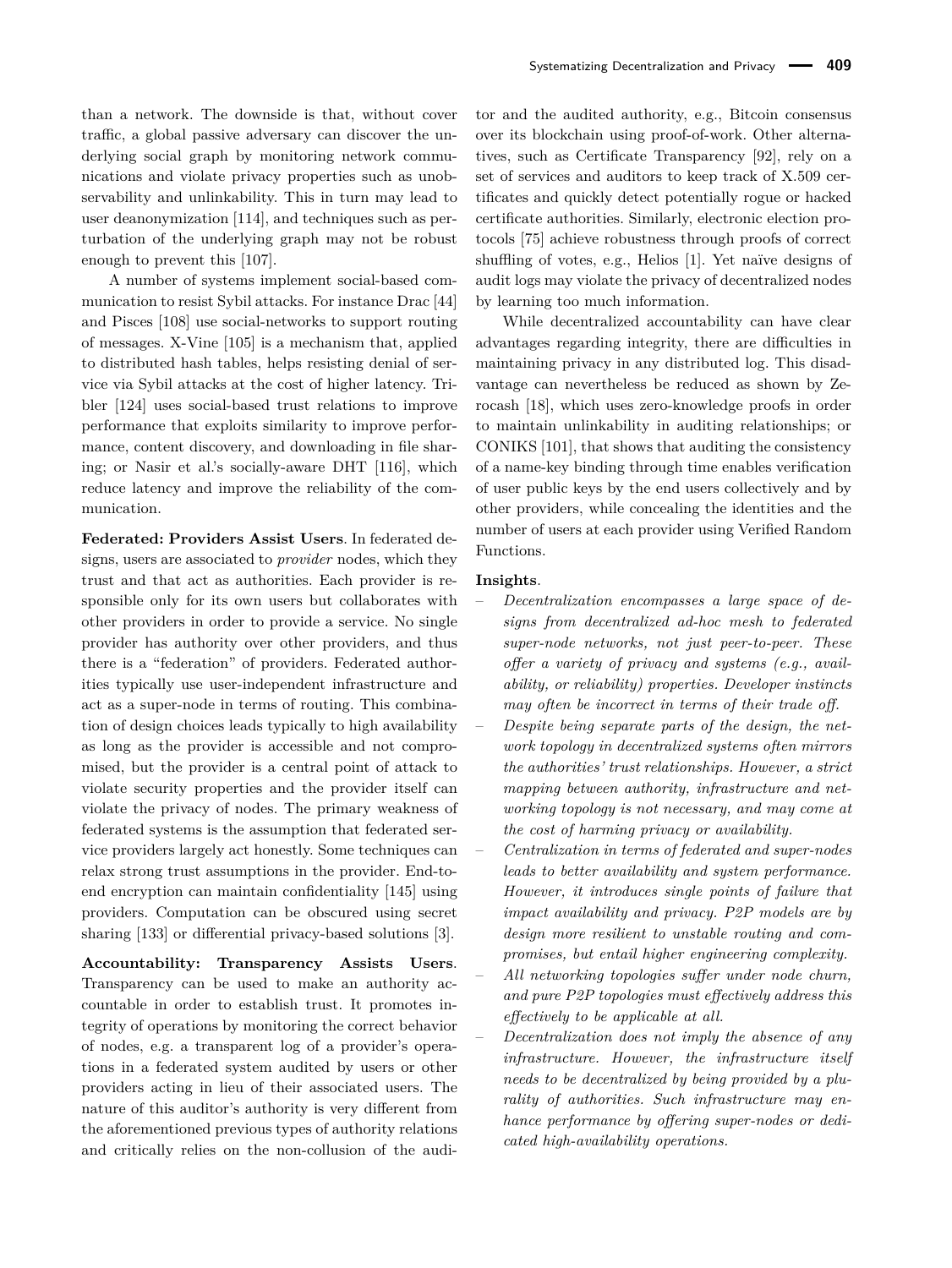than a network. The downside is that, without cover traffic, a global passive adversary can discover the underlying social graph by monitoring network communications and violate privacy properties such as unobservability and unlinkability. This in turn may lead to user deanonymization [114], and techniques such as perturbation of the underlying graph may not be robust enough to prevent this [107].

A number of systems implement social-based communication to resist Sybil attacks. For instance Drac [44] and Pisces [108] use social-networks to support routing of messages. X-Vine [105] is a mechanism that, applied to distributed hash tables, helps resisting denial of service via Sybil attacks at the cost of higher latency. Tribler [124] uses social-based trust relations to improve performance that exploits similarity to improve performance, content discovery, and downloading in file sharing; or Nasir et al.'s socially-aware DHT [116], which reduce latency and improve the reliability of the communication.

**Federated: Providers Assist Users**. In federated designs, users are associated to *provider* nodes, which they trust and that act as authorities. Each provider is responsible only for its own users but collaborates with other providers in order to provide a service. No single provider has authority over other providers, and thus there is a "federation" of providers. Federated authorities typically use user-independent infrastructure and act as a super-node in terms of routing. This combination of design choices leads typically to high availability as long as the provider is accessible and not compromised, but the provider is a central point of attack to violate security properties and the provider itself can violate the privacy of nodes. The primary weakness of federated systems is the assumption that federated service providers largely act honestly. Some techniques can relax strong trust assumptions in the provider. End-to-end encryption can maintain confidentiality [145] using providers. Computation can be obscured using secret sharing [133] or differential privacy-based solutions [3].

**Accountability: Transparency Assists Users**. Transparency can be used to make an authority accountable in order to establish trust. It promotes integrity of operations by monitoring the correct behavior of nodes, e.g. a transparent log of a provider's operations in a federated system audited by users or other providers acting in lieu of their associated users. The nature of this auditor's authority is very different from the aforementioned previous types of authority relations and critically relies on the non-collusion of the auditor and the audited authority, e.g., Bitcoin consensus over its blockchain using proof-of-work. Other alternatives, such as Certificate Transparency [92], rely on a set of services and auditors to keep track of X.509 certificates and quickly detect potentially rogue or hacked certificate authorities. Similarly, electronic election protocols [75] achieve robustness through proofs of correct shuffling of votes, e.g., Helios [1]. Yet naïve designs of audit logs may violate the privacy of decentralized nodes by learning too much information.

While decentralized accountability can have clear advantages regarding integrity, there are difficulties in maintaining privacy in any distributed log. This disadvantage can nevertheless be reduced as shown by Zerocash [18], which uses zero-knowledge proofs in order to maintain unlinkability in auditing relationships; or CONIKS [101], that shows that auditing the consistency of a name-key binding through time enables verification of user public keys by the end users collectively and by other providers, while concealing the identities and the number of users at each provider using Verified Random Functions.

**Insights**.

- *Decentralization encompasses a large space of designs from decentralized ad-hoc mesh to federated super-node networks, not just peer-to-peer. These offer a variety of privacy and systems (e.g., availability, or reliability) properties. Developer instincts may often be incorrect in terms of their trade off.*
- *Despite being separate parts of the design, the network topology in decentralized systems often mirrors the authorities' trust relationships. However, a strict mapping between authority, infrastructure and networking topology is not necessary, and may come at the cost of harming privacy or availability.*
- *Centralization in terms of federated and super-nodes leads to better availability and system performance. However, it introduces single points of failure that impact availability and privacy. P2P models are by design more resilient to unstable routing and compromises, but entail higher engineering complexity.*
- *All networking topologies suffer under node churn, and pure P2P topologies must effectively address this effectively to be applicable at all.*
- *Decentralization does not imply the absence of any infrastructure. However, the infrastructure itself needs to be decentralized by being provided by a plurality of authorities. Such infrastructure may enhance performance by offering super-nodes or dedicated high-availability operations.*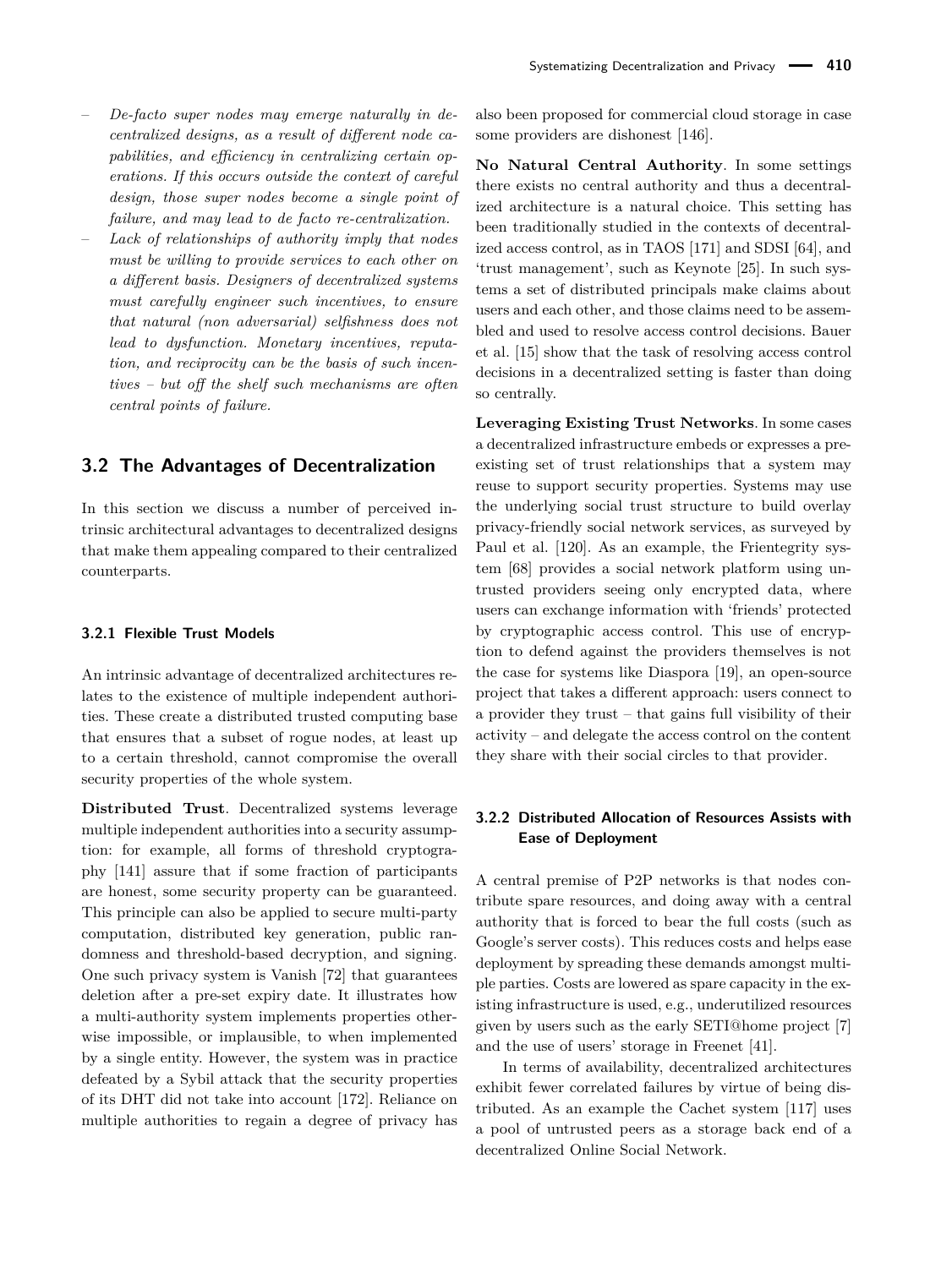- *De-facto super nodes may emerge naturally in decentralized designs, as a result of different node capabilities, and efficiency in centralizing certain operations. If this occurs outside the context of careful design, those super nodes become a single point of failure, and may lead to de facto re-centralization.*
- *Lack of relationships of authority imply that nodes must be willing to provide services to each other on a different basis. Designers of decentralized systems must carefully engineer such incentives, to ensure that natural (non adversarial) selfishness does not lead to dysfunction. Monetary incentives, reputation, and reciprocity can be the basis of such incentives – but off the shelf such mechanisms are often central points of failure.*

## 3.2 The Advantages of Decentralization

In this section we discuss a number of perceived intrinsic architectural advantages to decentralized designs that make them appealing compared to their centralized counterparts.

### 3.2.1 Flexible Trust Models

An intrinsic advantage of decentralized architectures relates to the existence of multiple independent authorities. These create a distributed trusted computing base that ensures that a subset of rogue nodes, at least up to a certain threshold, cannot compromise the overall security properties of the whole system.

**Distributed Trust**. Decentralized systems leverage multiple independent authorities into a security assumption: for example, all forms of threshold cryptography [141] assure that if some fraction of participants are honest, some security property can be guaranteed. This principle can also be applied to secure multi-party computation, distributed key generation, public randomness and threshold-based decryption, and signing. One such privacy system is Vanish [72] that guarantees deletion after a pre-set expiry date. It illustrates how a multi-authority system implements properties otherwise impossible, or implausible, to when implemented by a single entity. However, the system was in practice defeated by a Sybil attack that the security properties of its DHT did not take into account [172]. Reliance on multiple authorities to regain a degree of privacy has also been proposed for commercial cloud storage in case some providers are dishonest [146].

**No Natural Central Authority**. In some settings there exists no central authority and thus a decentralized architecture is a natural choice. This setting has been traditionally studied in the contexts of decentralized access control, as in TAOS [171] and SDSI [64], and 'trust management', such as Keynote [25]. In such systems a set of distributed principals make claims about users and each other, and those claims need to be assembled and used to resolve access control decisions. Bauer et al. [15] show that the task of resolving access control decisions in a decentralized setting is faster than doing so centrally.

**Leveraging Existing Trust Networks**. In some cases a decentralized infrastructure embeds or expresses a preexisting set of trust relationships that a system may reuse to support security properties. Systems may use the underlying social trust structure to build overlay privacy-friendly social network services, as surveyed by Paul et al. [120]. As an example, the Frientegrity system [68] provides a social network platform using untrusted providers seeing only encrypted data, where users can exchange information with 'friends' protected by cryptographic access control. This use of encryption to defend against the providers themselves is not the case for systems like Diaspora [19], an open-source project that takes a different approach: users connect to a provider they trust – that gains full visibility of their activity – and delegate the access control on the content they share with their social circles to that provider.

### 3.2.2 Distributed Allocation of Resources Assists with Ease of Deployment

A central premise of P2P networks is that nodes contribute spare resources, and doing away with a central authority that is forced to bear the full costs (such as Google's server costs). This reduces costs and helps ease deployment by spreading these demands amongst multiple parties. Costs are lowered as spare capacity in the existing infrastructure is used, e.g., underutilized resources given by users such as the early SETI@home project [7] and the use of users' storage in Freenet [41].

In terms of availability, decentralized architectures exhibit fewer correlated failures by virtue of being distributed. As an example the Cachet system [117] uses a pool of untrusted peers as a storage back end of a decentralized Online Social Network.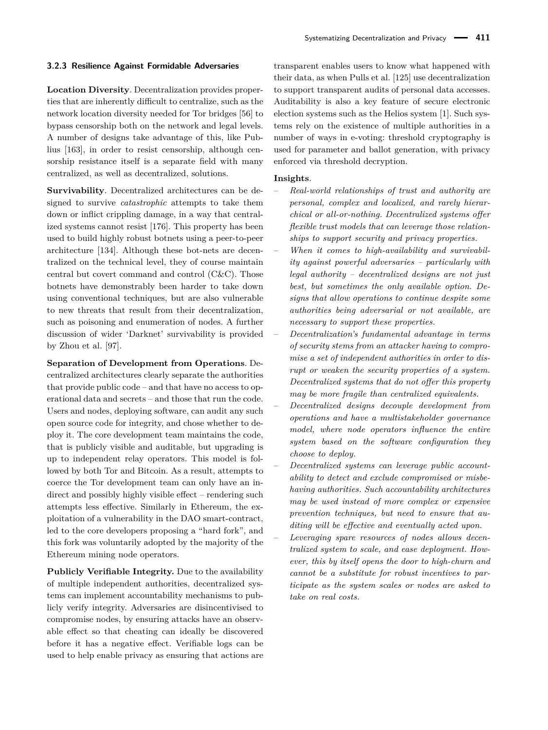### 3.2.3 Resilience Against Formidable Adversaries

**Location Diversity**. Decentralization provides properties that are inherently difficult to centralize, such as the network location diversity needed for Tor bridges [56] to bypass censorship both on the network and legal levels. A number of designs take advantage of this, like Publius [163], in order to resist censorship, although censorship resistance itself is a separate field with many centralized, as well as decentralized, solutions.

**Survivability**. Decentralized architectures can be designed to survive *catastrophic* attempts to take them down or inflict crippling damage, in a way that centralized systems cannot resist [176]. This property has been used to build highly robust botnets using a peer-to-peer architecture [134]. Although these bot-nets are decentralized on the technical level, they of course maintain central but covert command and control (C&C). Those botnets have demonstrably been harder to take down using conventional techniques, but are also vulnerable to new threats that result from their decentralization, such as poisoning and enumeration of nodes. A further discussion of wider 'Darknet' survivability is provided by Zhou et al. [97].

**Separation of Development from Operations**. Decentralized architectures clearly separate the authorities that provide public code – and that have no access to operational data and secrets – and those that run the code. Users and nodes, deploying software, can audit any such open source code for integrity, and chose whether to deploy it. The core development team maintains the code, that is publicly visible and auditable, but upgrading is up to independent relay operators. This model is followed by both Tor and Bitcoin. As a result, attempts to coerce the Tor development team can only have an indirect and possibly highly visible effect – rendering such attempts less effective. Similarly in Ethereum, the exploitation of a vulnerability in the DAO smart-contract, led to the core developers proposing a "hard fork", and this fork was voluntarily adopted by the majority of the Ethereum mining node operators.

**Publicly Verifiable Integrity.** Due to the availability of multiple independent authorities, decentralized systems can implement accountability mechanisms to publicly verify integrity. Adversaries are disincentivised to compromise nodes, by ensuring attacks have an observable effect so that cheating can ideally be discovered before it has a negative effect. Verifiable logs can be used to help enable privacy as ensuring that actions are transparent enables users to know what happened with their data, as when Pulls et al. [125] use decentralization to support transparent audits of personal data accesses. Auditability is also a key feature of secure electronic election systems such as the Helios system [1]. Such systems rely on the existence of multiple authorities in a number of ways in e-voting: threshold cryptography is used for parameter and ballot generation, with privacy enforced via threshold decryption.

**Insights**.

- *Real-world relationships of trust and authority are personal, complex and localized, and rarely hierarchical or all-or-nothing. Decentralized systems offer flexible trust models that can leverage those relationships to support security and privacy properties.*
- *When it comes to high-availability and survivability against powerful adversaries – particularly with legal authority – decentralized designs are not just best, but sometimes the only available option. Designs that allow operations to continue despite some authorities being adversarial or not available, are necessary to support these properties.*
- *Decentralization's fundamental advantage in terms of security stems from an attacker having to compromise a set of independent authorities in order to disrupt or weaken the security properties of a system. Decentralized systems that do not offer this property may be more fragile than centralized equivalents.*
- *Decentralized designs decouple development from operations and have a multistakeholder governance model, where node operators influence the entire system based on the software configuration they choose to deploy.*
- *Decentralized systems can leverage public accountability to detect and exclude compromised or misbehaving authorities. Such accountability architectures may be used instead of more complex or expensive prevention techniques, but need to ensure that auditing will be effective and eventually acted upon.*
- *Leveraging spare resources of nodes allows decentralized system to scale, and ease deployment. However, this by itself opens the door to high-churn and cannot be a substitute for robust incentives to participate as the system scales or nodes are asked to take on real costs.*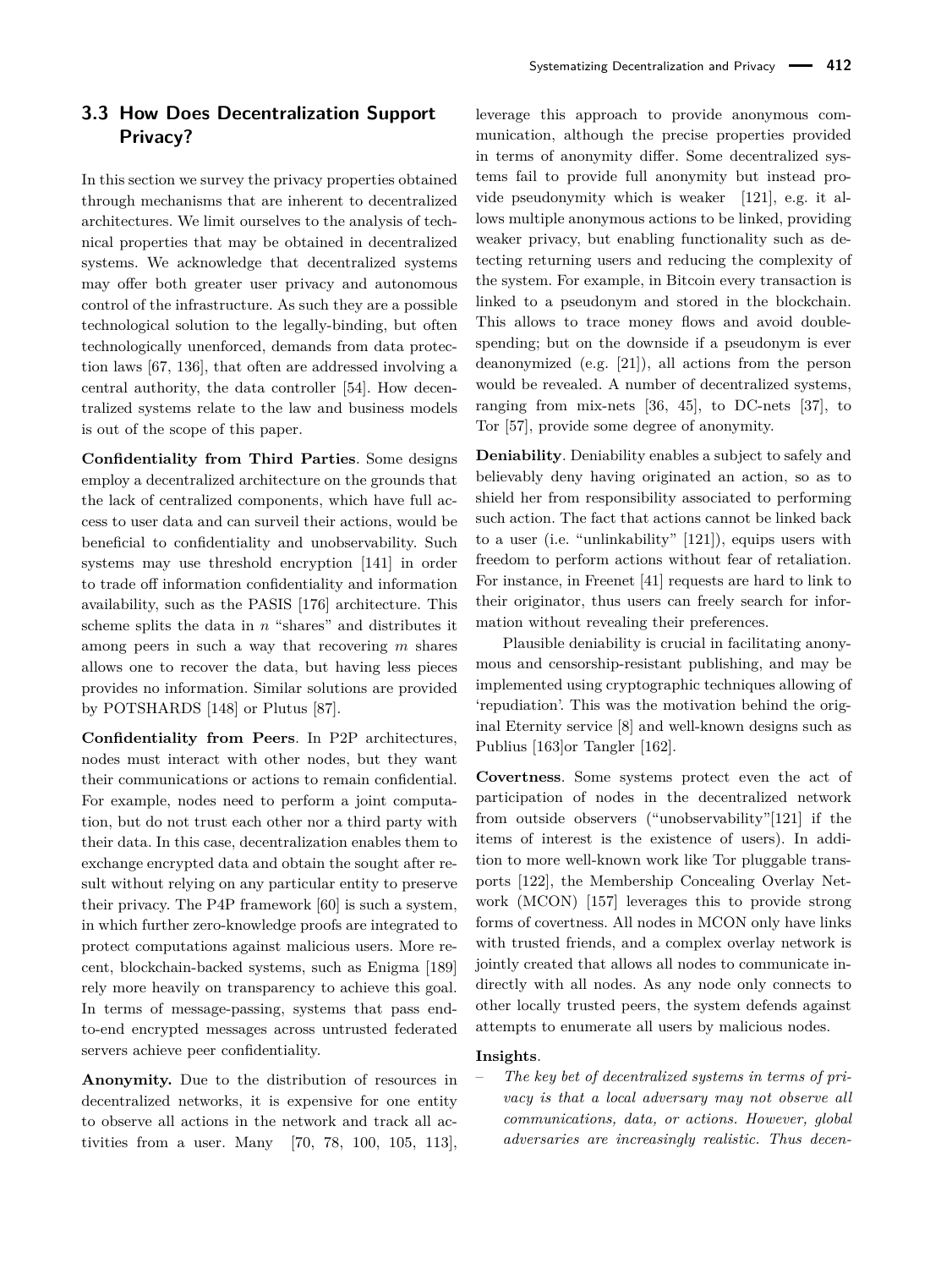## 3.3 How Does Decentralization Support Privacy?

In this section we survey the privacy properties obtained through mechanisms that are inherent to decentralized architectures. We limit ourselves to the analysis of technical properties that may be obtained in decentralized systems. We acknowledge that decentralized systems may offer both greater user privacy and autonomous control of the infrastructure. As such they are a possible technological solution to the legally-binding, but often technologically unenforced, demands from data protection laws [67, 136], that often are addressed involving a central authority, the data controller [54]. How decentralized systems relate to the law and business models is out of the scope of this paper.

**Confidentiality from Third Parties**. Some designs employ a decentralized architecture on the grounds that the lack of centralized components, which have full access to user data and can surveil their actions, would be beneficial to confidentiality and unobservability. Such systems may use threshold encryption [141] in order to trade off information confidentiality and information availability, such as the PASIS [176] architecture. This scheme splits the data in $n$ "shares" and distributes it among peers in such a way that recovering $m$ shares allows one to recover the data, but having less pieces provides no information. Similar solutions are provided by POTSHARDS [148] or Plutus [87].

**Confidentiality from Peers**. In P2P architectures, nodes must interact with other nodes, but they want their communications or actions to remain confidential. For example, nodes need to perform a joint computation, but do not trust each other nor a third party with their data. In this case, decentralization enables them to exchange encrypted data and obtain the sought after result without relying on any particular entity to preserve their privacy. The P4P framework [60] is such a system, in which further zero-knowledge proofs are integrated to protect computations against malicious users. More recent, blockchain-backed systems, such as Enigma [189] rely more heavily on transparency to achieve this goal. In terms of message-passing, systems that pass end-to-end encrypted messages across untrusted federated servers achieve peer confidentiality.

**Anonymity.** Due to the distribution of resources in decentralized networks, it is expensive for one entity to observe all actions in the network and track all activities from a user. Many [70, 78, 100, 105, 113], leverage this approach to provide anonymous communication, although the precise properties provided in terms of anonymity differ. Some decentralized systems fail to provide full anonymity but instead provide pseudonymity which is weaker [121], e.g. it allows multiple anonymous actions to be linked, providing weaker privacy, but enabling functionality such as detecting returning users and reducing the complexity of the system. For example, in Bitcoin every transaction is linked to a pseudonym and stored in the blockchain. This allows to trace money flows and avoid double-spending; but on the downside if a pseudonym is ever deanonymized (e.g. [21]), all actions from the person would be revealed. A number of decentralized systems, ranging from mix-nets [36, 45], to DC-nets [37], to Tor [57], provide some degree of anonymity.

**Deniability**. Deniability enables a subject to safely and believably deny having originated an action, so as to shield her from responsibility associated to performing such action. The fact that actions cannot be linked back to a user (i.e. "unlinkability" [121]), equips users with freedom to perform actions without fear of retaliation. For instance, in Freenet [41] requests are hard to link to their originator, thus users can freely search for information without revealing their preferences.

Plausible deniability is crucial in facilitating anonymous and censorship-resistant publishing, and may be implemented using cryptographic techniques allowing of 'repudiation'. This was the motivation behind the original Eternity service [8] and well-known designs such as Publius [163]or Tangler [162].

**Covertness**. Some systems protect even the act of participation of nodes in the decentralized network from outside observers ("unobservability"[121] if the items of interest is the existence of users). In addition to more well-known work like Tor pluggable transports [122], the Membership Concealing Overlay Network (MCON) [157] leverages this to provide strong forms of covertness. All nodes in MCON only have links with trusted friends, and a complex overlay network is jointly created that allows all nodes to communicate indirectly with all nodes. As any node only connects to other locally trusted peers, the system defends against attempts to enumerate all users by malicious nodes.

**Insights**.

- *The key bet of decentralized systems in terms of privacy is that a local adversary may not observe all communications, data, or actions. However, global adversaries are increasingly realistic. Thus decen-*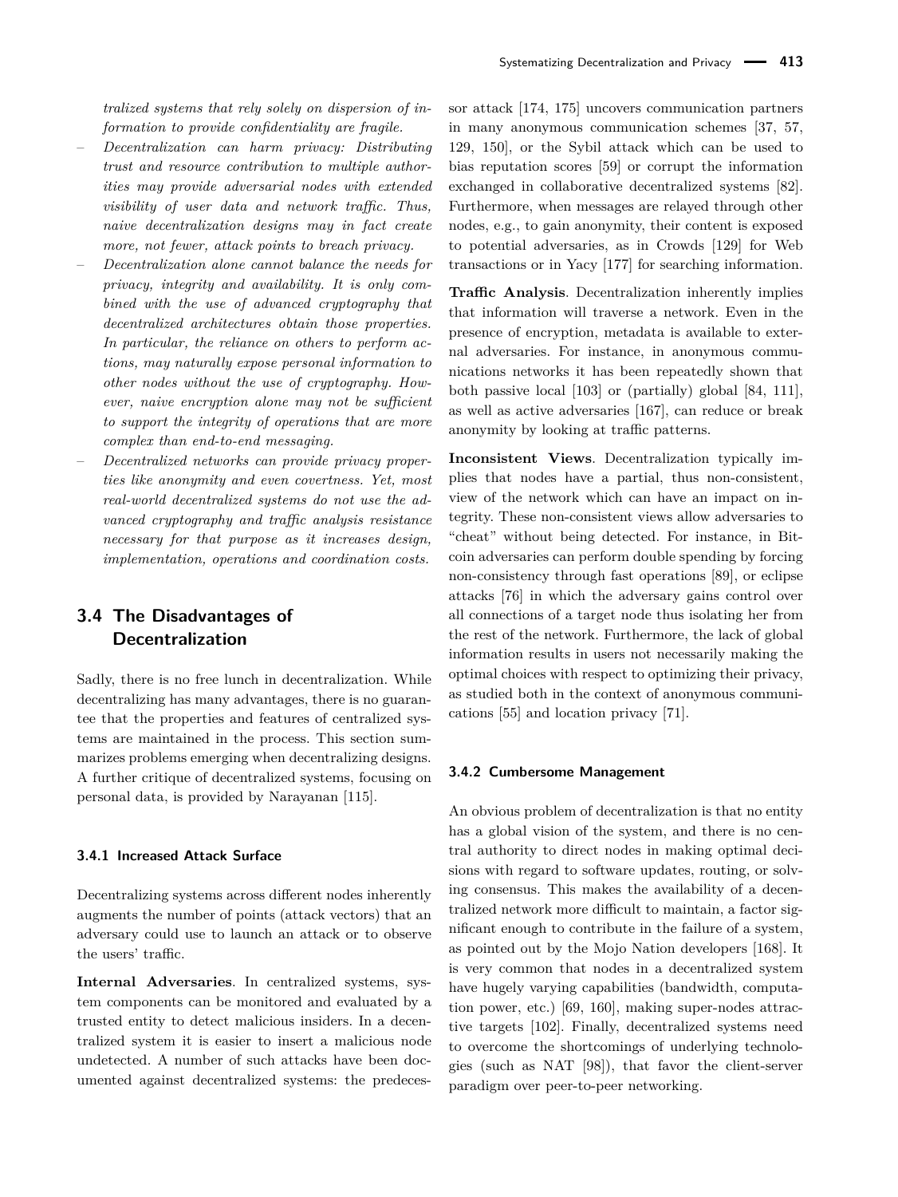*tralized systems that rely solely on dispersion of information to provide confidentiality are fragile.*

- *Decentralization can harm privacy: Distributing trust and resource contribution to multiple authorities may provide adversarial nodes with extended visibility of user data and network traffic. Thus, naive decentralization designs may in fact create more, not fewer, attack points to breach privacy.*
- *Decentralization alone cannot balance the needs for privacy, integrity and availability. It is only combined with the use of advanced cryptography that decentralized architectures obtain those properties. In particular, the reliance on others to perform actions, may naturally expose personal information to other nodes without the use of cryptography. However, naive encryption alone may not be sufficient to support the integrity of operations that are more complex than end-to-end messaging.*
- *Decentralized networks can provide privacy properties like anonymity and even covertness. Yet, most real-world decentralized systems do not use the advanced cryptography and traffic analysis resistance necessary for that purpose as it increases design, implementation, operations and coordination costs.*

## 3.4 The Disadvantages of Decentralization

Sadly, there is no free lunch in decentralization. While decentralizing has many advantages, there is no guarantee that the properties and features of centralized systems are maintained in the process. This section summarizes problems emerging when decentralizing designs. A further critique of decentralized systems, focusing on personal data, is provided by Narayanan [115].

### 3.4.1 Increased Attack Surface

Decentralizing systems across different nodes inherently augments the number of points (attack vectors) that an adversary could use to launch an attack or to observe the users' traffic.

**Internal Adversaries**. In centralized systems, system components can be monitored and evaluated by a trusted entity to detect malicious insiders. In a decentralized system it is easier to insert a malicious node undetected. A number of such attacks have been documented against decentralized systems: the predecessor attack [174, 175] uncovers communication partners in many anonymous communication schemes [37, 57, 129, 150], or the Sybil attack which can be used to bias reputation scores [59] or corrupt the information exchanged in collaborative decentralized systems [82]. Furthermore, when messages are relayed through other nodes, e.g., to gain anonymity, their content is exposed to potential adversaries, as in Crowds [129] for Web transactions or in Yacy [177] for searching information.

**Traffic Analysis**. Decentralization inherently implies that information will traverse a network. Even in the presence of encryption, metadata is available to external adversaries. For instance, in anonymous communications networks it has been repeatedly shown that both passive local [103] or (partially) global [84, 111], as well as active adversaries [167], can reduce or break anonymity by looking at traffic patterns.

**Inconsistent Views**. Decentralization typically implies that nodes have a partial, thus non-consistent, view of the network which can have an impact on integrity. These non-consistent views allow adversaries to "cheat" without being detected. For instance, in Bitcoin adversaries can perform double spending by forcing non-consistency through fast operations [89], or eclipse attacks [76] in which the adversary gains control over all connections of a target node thus isolating her from the rest of the network. Furthermore, the lack of global information results in users not necessarily making the optimal choices with respect to optimizing their privacy, as studied both in the context of anonymous communications [55] and location privacy [71].

### 3.4.2 Cumbersome Management

An obvious problem of decentralization is that no entity has a global vision of the system, and there is no central authority to direct nodes in making optimal decisions with regard to software updates, routing, or solving consensus. This makes the availability of a decentralized network more difficult to maintain, a factor significant enough to contribute in the failure of a system, as pointed out by the Mojo Nation developers [168]. It is very common that nodes in a decentralized system have hugely varying capabilities (bandwidth, computation power, etc.) [69, 160], making super-nodes attractive targets [102]. Finally, decentralized systems need to overcome the shortcomings of underlying technologies (such as NAT [98]), that favor the client-server paradigm over peer-to-peer networking.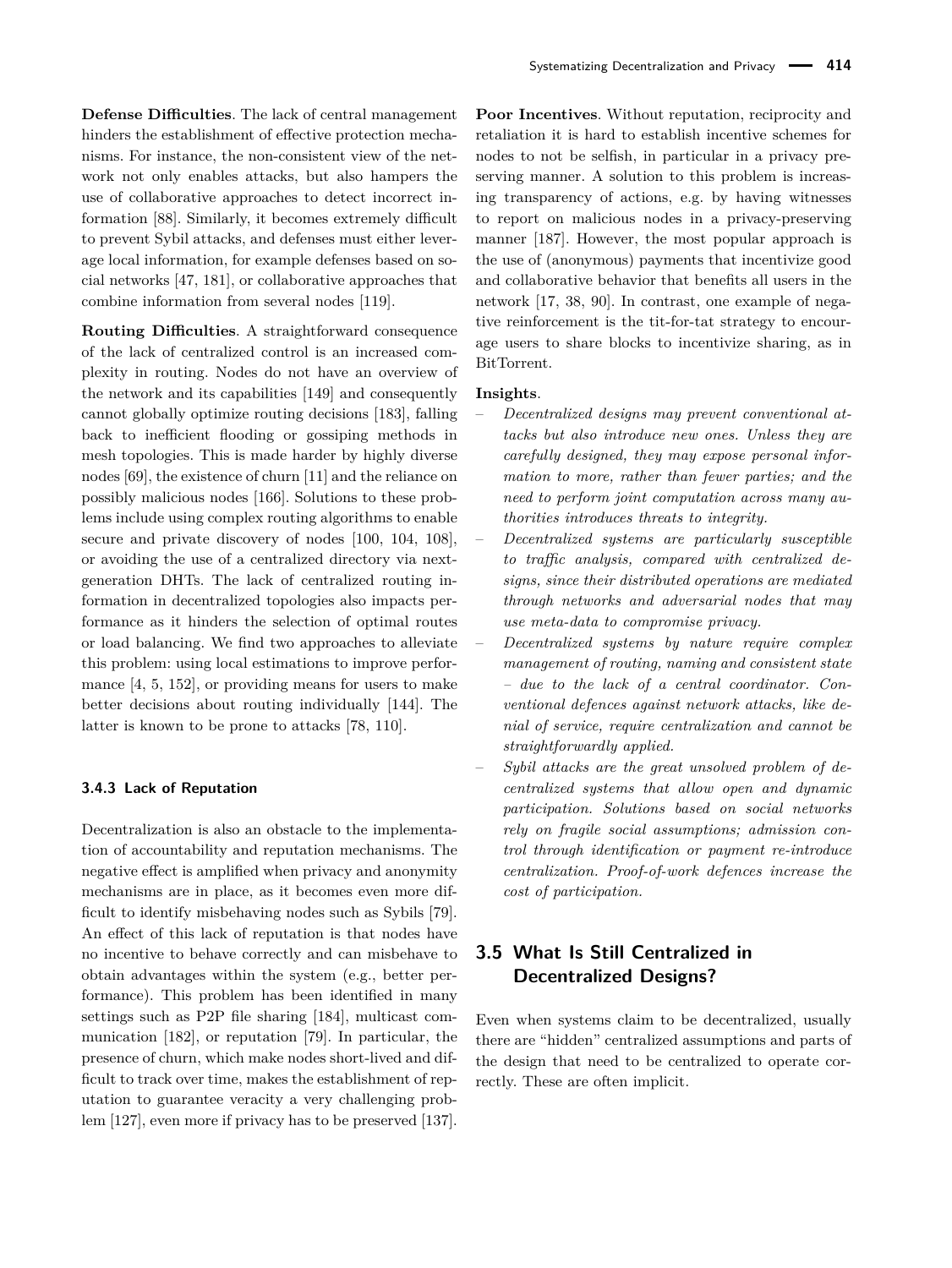**Defense Difficulties**. The lack of central management hinders the establishment of effective protection mechanisms. For instance, the non-consistent view of the network not only enables attacks, but also hampers the use of collaborative approaches to detect incorrect information [88]. Similarly, it becomes extremely difficult to prevent Sybil attacks, and defenses must either leverage local information, for example defenses based on social networks [47, 181], or collaborative approaches that combine information from several nodes [119].

**Routing Difficulties**. A straightforward consequence of the lack of centralized control is an increased complexity in routing. Nodes do not have an overview of the network and its capabilities [149] and consequently cannot globally optimize routing decisions [183], falling back to inefficient flooding or gossiping methods in mesh topologies. This is made harder by highly diverse nodes [69], the existence of churn [11] and the reliance on possibly malicious nodes [166]. Solutions to these problems include using complex routing algorithms to enable secure and private discovery of nodes [100, 104, 108], or avoiding the use of a centralized directory via next-generation DHTs. The lack of centralized routing information in decentralized topologies also impacts performance as it hinders the selection of optimal routes or load balancing. We find two approaches to alleviate this problem: using local estimations to improve performance [4, 5, 152], or providing means for users to make better decisions about routing individually [144]. The latter is known to be prone to attacks [78, 110].

### 3.4.3 Lack of Reputation

Decentralization is also an obstacle to the implementation of accountability and reputation mechanisms. The negative effect is amplified when privacy and anonymity mechanisms are in place, as it becomes even more difficult to identify misbehaving nodes such as Sybils [79]. An effect of this lack of reputation is that nodes have no incentive to behave correctly and can misbehave to obtain advantages within the system (e.g., better performance). This problem has been identified in many settings such as P2P file sharing [184], multicast communication [182], or reputation [79]. In particular, the presence of churn, which make nodes short-lived and difficult to track over time, makes the establishment of reputation to guarantee veracity a very challenging problem [127], even more if privacy has to be preserved [137].

**Poor Incentives**. Without reputation, reciprocity and retaliation it is hard to establish incentive schemes for nodes to not be selfish, in particular in a privacy preserving manner. A solution to this problem is increasing transparency of actions, e.g. by having witnesses to report on malicious nodes in a privacy-preserving manner [187]. However, the most popular approach is the use of (anonymous) payments that incentivize good and collaborative behavior that benefits all users in the network [17, 38, 90]. In contrast, one example of negative reinforcement is the tit-for-tat strategy to encourage users to share blocks to incentivize sharing, as in BitTorrent.

**Insights**.

- *Decentralized designs may prevent conventional attacks but also introduce new ones. Unless they are carefully designed, they may expose personal information to more, rather than fewer parties; and the need to perform joint computation across many authorities introduces threats to integrity.*
- *Decentralized systems are particularly susceptible to traffic analysis, compared with centralized designs, since their distributed operations are mediated through networks and adversarial nodes that may use meta-data to compromise privacy.*
- *Decentralized systems by nature require complex management of routing, naming and consistent state – due to the lack of a central coordinator. Conventional defences against network attacks, like denial of service, require centralization and cannot be straightforwardly applied.*
- *Sybil attacks are the great unsolved problem of decentralized systems that allow open and dynamic participation. Solutions based on social networks rely on fragile social assumptions; admission control through identification or payment re-introduce centralization. Proof-of-work defences increase the cost of participation.*

## 3.5 What Is Still Centralized in Decentralized Designs?

Even when systems claim to be decentralized, usually there are "hidden" centralized assumptions and parts of the design that need to be centralized to operate correctly. These are often implicit.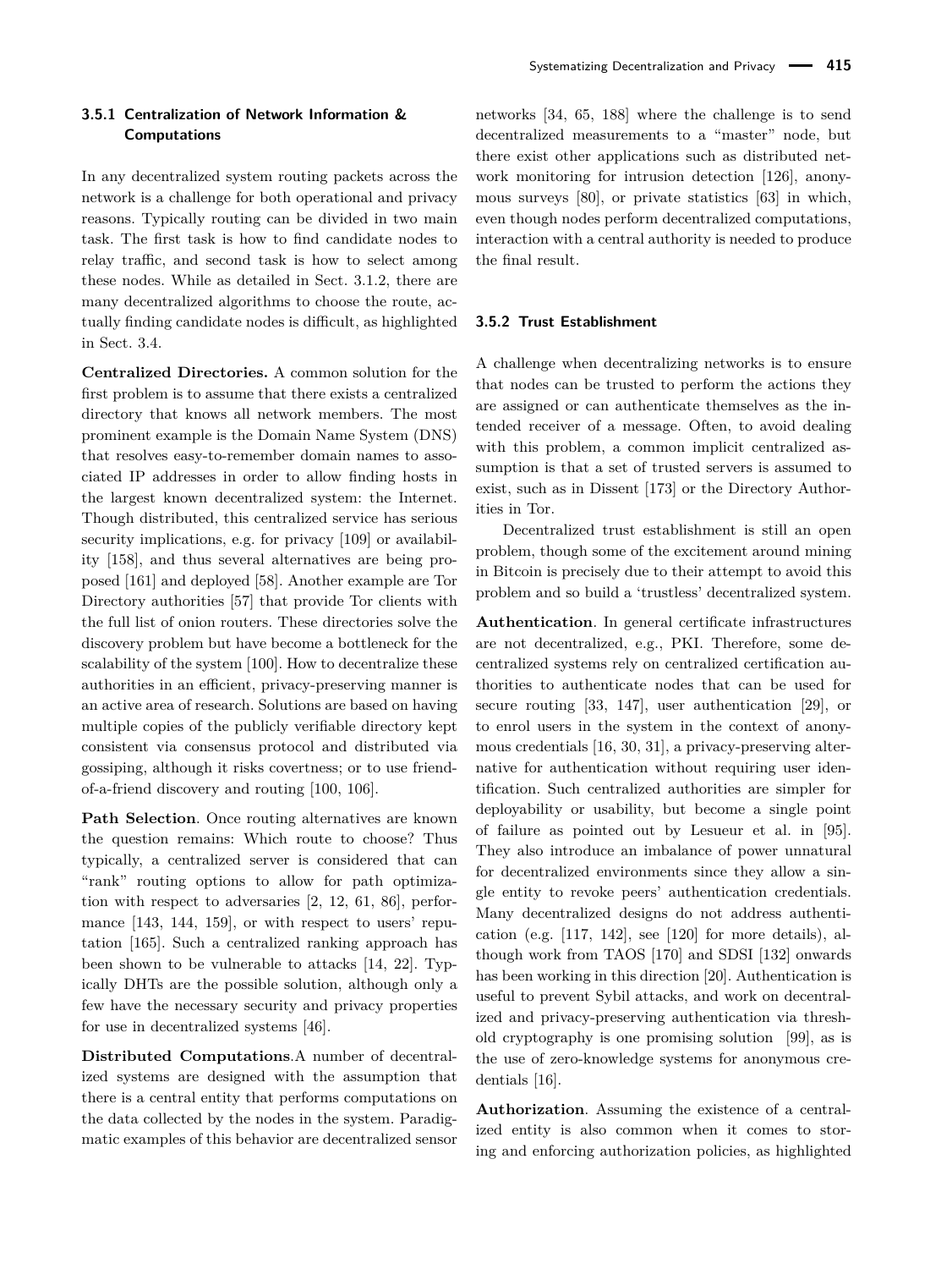### 3.5.1 Centralization of Network Information & Computations

In any decentralized system routing packets across the network is a challenge for both operational and privacy reasons. Typically routing can be divided in two main task. The first task is how to find candidate nodes to relay traffic, and second task is how to select among these nodes. While as detailed in Sect. 3.1.2, there are many decentralized algorithms to choose the route, actually finding candidate nodes is difficult, as highlighted in Sect. 3.4.

**Centralized Directories.** A common solution for the first problem is to assume that there exists a centralized directory that knows all network members. The most prominent example is the Domain Name System (DNS) that resolves easy-to-remember domain names to associated IP addresses in order to allow finding hosts in the largest known decentralized system: the Internet. Though distributed, this centralized service has serious security implications, e.g. for privacy [109] or availability [158], and thus several alternatives are being proposed [161] and deployed [58]. Another example are Tor Directory authorities [57] that provide Tor clients with the full list of onion routers. These directories solve the discovery problem but have become a bottleneck for the scalability of the system [100]. How to decentralize these authorities in an efficient, privacy-preserving manner is an active area of research. Solutions are based on having multiple copies of the publicly verifiable directory kept consistent via consensus protocol and distributed via gossiping, although it risks covertness; or to use friend-of-a-friend discovery and routing [100, 106].

**Path Selection**. Once routing alternatives are known the question remains: Which route to choose? Thus typically, a centralized server is considered that can "rank" routing options to allow for path optimization with respect to adversaries [2, 12, 61, 86], performance [143, 144, 159], or with respect to users' reputation [165]. Such a centralized ranking approach has been shown to be vulnerable to attacks [14, 22]. Typically DHTs are the possible solution, although only a few have the necessary security and privacy properties for use in decentralized systems [46].

**Distributed Computations**.A number of decentralized systems are designed with the assumption that there is a central entity that performs computations on the data collected by the nodes in the system. Paradigmatic examples of this behavior are decentralized sensor networks [34, 65, 188] where the challenge is to send decentralized measurements to a "master" node, but there exist other applications such as distributed network monitoring for intrusion detection [126], anonymous surveys [80], or private statistics [63] in which, even though nodes perform decentralized computations, interaction with a central authority is needed to produce the final result.

### 3.5.2 Trust Establishment

A challenge when decentralizing networks is to ensure that nodes can be trusted to perform the actions they are assigned or can authenticate themselves as the intended receiver of a message. Often, to avoid dealing with this problem, a common implicit centralized assumption is that a set of trusted servers is assumed to exist, such as in Dissent [173] or the Directory Authorities in Tor.

Decentralized trust establishment is still an open problem, though some of the excitement around mining in Bitcoin is precisely due to their attempt to avoid this problem and so build a 'trustless' decentralized system.

**Authentication**. In general certificate infrastructures are not decentralized, e.g., PKI. Therefore, some decentralized systems rely on centralized certification authorities to authenticate nodes that can be used for secure routing [33, 147], user authentication [29], or to enrol users in the system in the context of anonymous credentials [16, 30, 31], a privacy-preserving alternative for authentication without requiring user identification. Such centralized authorities are simpler for deployability or usability, but become a single point of failure as pointed out by Lesueur et al. in [95]. They also introduce an imbalance of power unnatural for decentralized environments since they allow a single entity to revoke peers' authentication credentials. Many decentralized designs do not address authentication (e.g. [117, 142], see [120] for more details), although work from TAOS [170] and SDSI [132] onwards has been working in this direction [20]. Authentication is useful to prevent Sybil attacks, and work on decentralized and privacy-preserving authentication via threshold cryptography is one promising solution [99], as is the use of zero-knowledge systems for anonymous credentials [16].

**Authorization**. Assuming the existence of a centralized entity is also common when it comes to storing and enforcing authorization policies, as highlighted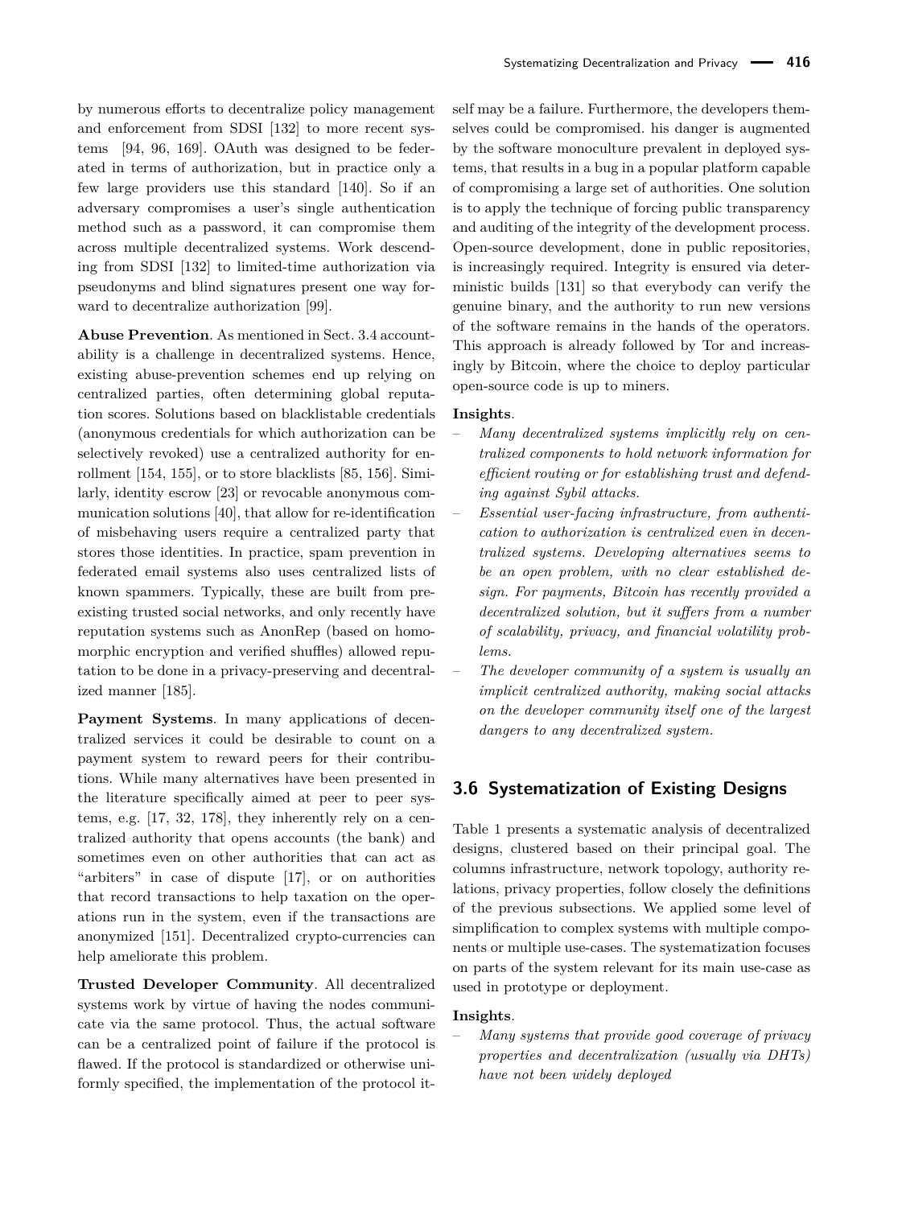by numerous efforts to decentralize policy management and enforcement from SDSI [132] to more recent systems [94, 96, 169]. OAuth was designed to be federated in terms of authorization, but in practice only a few large providers use this standard [140]. So if an adversary compromises a user's single authentication method such as a password, it can compromise them across multiple decentralized systems. Work descending from SDSI [132] to limited-time authorization via pseudonyms and blind signatures present one way forward to decentralize authorization [99].

**Abuse Prevention**. As mentioned in Sect. 3.4 accountability is a challenge in decentralized systems. Hence, existing abuse-prevention schemes end up relying on centralized parties, often determining global reputation scores. Solutions based on blacklistable credentials (anonymous credentials for which authorization can be selectively revoked) use a centralized authority for enrollment [154, 155], or to store blacklists [85, 156]. Similarly, identity escrow [23] or revocable anonymous communication solutions [40], that allow for re-identification of misbehaving users require a centralized party that stores those identities. In practice, spam prevention in federated email systems also uses centralized lists of known spammers. Typically, these are built from preexisting trusted social networks, and only recently have reputation systems such as AnonRep (based on homomorphic encryption and verified shuffles) allowed reputation to be done in a privacy-preserving and decentralized manner [185].

**Payment Systems**. In many applications of decentralized services it could be desirable to count on a payment system to reward peers for their contributions. While many alternatives have been presented in the literature specifically aimed at peer to peer systems, e.g. [17, 32, 178], they inherently rely on a centralized authority that opens accounts (the bank) and sometimes even on other authorities that can act as "arbiters" in case of dispute [17], or on authorities that record transactions to help taxation on the operations run in the system, even if the transactions are anonymized [151]. Decentralized crypto-currencies can help ameliorate this problem.

**Trusted Developer Community**. All decentralized systems work by virtue of having the nodes communicate via the same protocol. Thus, the actual software can be a centralized point of failure if the protocol is flawed. If the protocol is standardized or otherwise uniformly specified, the implementation of the protocol itself may be a failure. Furthermore, the developers themselves could be compromised. his danger is augmented by the software monoculture prevalent in deployed systems, that results in a bug in a popular platform capable of compromising a large set of authorities. One solution is to apply the technique of forcing public transparency and auditing of the integrity of the development process. Open-source development, done in public repositories, is increasingly required. Integrity is ensured via deterministic builds [131] so that everybody can verify the genuine binary, and the authority to run new versions of the software remains in the hands of the operators. This approach is already followed by Tor and increasingly by Bitcoin, where the choice to deploy particular open-source code is up to miners.

**Insights**.

- *Many decentralized systems implicitly rely on centralized components to hold network information for efficient routing or for establishing trust and defending against Sybil attacks.*
- *Essential user-facing infrastructure, from authentication to authorization is centralized even in decentralized systems. Developing alternatives seems to be an open problem, with no clear established design. For payments, Bitcoin has recently provided a decentralized solution, but it suffers from a number of scalability, privacy, and financial volatility problems.*
- *The developer community of a system is usually an implicit centralized authority, making social attacks on the developer community itself one of the largest dangers to any decentralized system.*

## 3.6 Systematization of Existing Designs

Table 1 presents a systematic analysis of decentralized designs, clustered based on their principal goal. The columns infrastructure, network topology, authority relations, privacy properties, follow closely the definitions of the previous subsections. We applied some level of simplification to complex systems with multiple components or multiple use-cases. The systematization focuses on parts of the system relevant for its main use-case as used in prototype or deployment.

**Insights**.

- *Many systems that provide good coverage of privacy properties and decentralization (usually via DHTs) have not been widely deployed*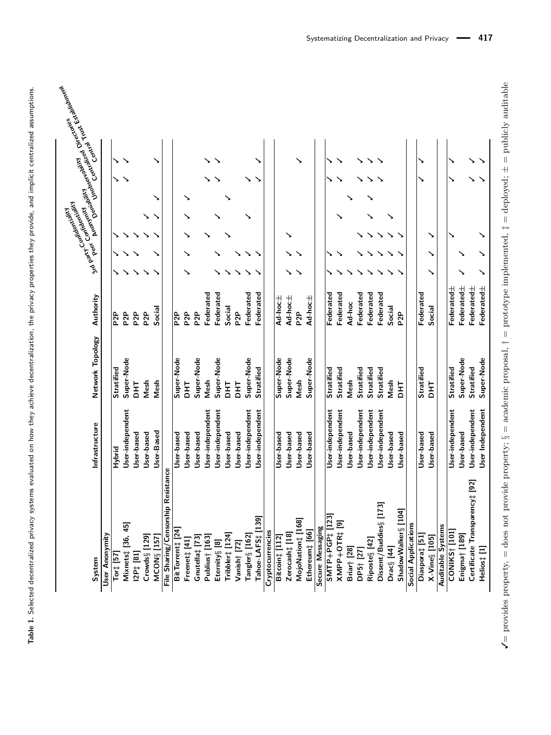**Table 1.** Selected decentralized privacy systems evaluated on how they achieve decentralization, the privacy properties they provide, and implicit centralized assumptions.

| System | Infrastructure | Network Topology | Authority | 3rd Party Confidentiality | Peer Confidentiality | Anonymity | Deniability | Unobservability | Centralized Directories | Central Trust Establishment |
|---|---|---|---|---|---|---|---|---|---|---|
| **User Anonymity** | | | | | | | | | | |
| Tor‡ [57] | Hybrid | Stratified | P2P | ✓ | ✓ | ✓ | | | ✓ | ✓ |
| Mixnets‡ [36, 45] | User-independent | Super-Node | P2P | ✓ | ✓ | ✓ | | | ✓ | ✓ |
| I2P‡ [81] | User-based | DHT | P2P | ✓ | ✓ | ✓ | | | | |
| Crowds§ [129] | User-based | Mesh | P2P | ✓ | ✓ | ✓ | ✓ | | | |
| MCON§ [157] | User-Based | Mesh | Social | ✓ | ✓ | ✓ | ✓ | ✓ | | ✓ |
| **File Sharing/Censorship Resistance** | | | | | | | | | | |
| BitTorrent‡ [24] | User-based | Super-Node | P2P | | | | | | | |
| Freenet‡ [41] | User-based | DHT | P2P | ✓ | ✓ | ✓ | ✓ | | | |
| Gnutella‡ [73] | User-based | Super-Node | P2P | | | | | | | |
| Publius† [163] | User-independent | Mesh | Federated | | | ✓ | | | ✓ | ✓ |
| Eternity§ [8] | User-independent | Super-Node | Federated | ✓ | ✓ | | ✓ | | ✓ | ✓ |
| Tribbler‡ [124] | User-based | DHT | Social | ✓ | | ✓ | | ✓ | | |
| Vanish† [72] | User-based | DHT | P2P | ✓ | ✓ | | | | | |
| Tangler§ [162] | User-independent | Super-Node | Federated | ✓ | ✓ | ✓ | | | ✓ | |
| Tahoe-LAFS‡ [139] | User-independent | Stratified | Federated | ✓ | ✓ | | | | ✓ | ✓ |
| **Cryptocurrencies** | | | | | | | | | | |
| Bitcoin‡ [112] | User-based | Super-Node | Ad-hoc± | | | | | | | |
| Zerocash‡ [18] | User-based | Super-Node | Ad-hoc± | ✓ | ✓ | ✓ | | | | |
| MojoNation‡ [168] | User-based | Mesh | P2P | ✓ | ✓ | | | | | |
| Ethereum‡ [66] | User-based | Super-Node | Ad-hoc± | | | | | | | ✓ |
| **Secure Messaging** | | | | | | | | | | |
| SMTP+PGP‡ [123] | User-independent | Stratified | Federated | ✓ | ✓ | | | | ✓ | ✓ |
| XMPP+OTR‡ [9] | User-independent | Stratified | Federated | ✓ | ✓ | | ✓ | | ✓ | ✓ |
| Briar† [28] | User-based | Mesh | Ad-hoc | ✓ | ✓ | | | ✓ | | |
| DP5† [27] | User-independent | Stratified | Federated | ✓ | ✓ | ✓ | | | ✓ | ✓ |
| Riposte§ [42] | User-independent | Stratified | Federated | ✓ | ✓ | ✓ | ✓ | ✓ | ✓ | ✓ |
| Dissent/Buddies§ [173] | User-independent | Stratified | Federated | ✓ | ✓ | ✓ | | | ✓ | ✓ |
| Drac§ [44] | User-based | Mesh | Social | ✓ | ✓ | ✓ | | | | |
| ShadowWalker§ [104] | User-based | DHT | P2P | ✓ | ✓ | ✓ | | | | |
| **Social Applications** | | | | | | | | | | |
| Diaspora‡ [51] | User-based | Stratified | Federated | ✓ | | | | | ✓ | ✓ |
| X-Vine§ [105] | User-based | DHT | Social | ✓ | ✓ | ✓ | | | | |
| **Auditable Systems** | | | | | | | | | | |
| CONIKS† [101] | User-independent | Stratified | Federated± | | | ✓ | | | ✓ | ✓ |
| Enigma† [189] | User-based | Super-Node | Federated± | ✓ | ✓ | | | | | |
| Certificate Transparency‡ [92] | User-independent | Stratified | Federated± | | | | | | ✓ | ✓ |
| Helios‡ [1] | User Independent | Super-Node | Federated± | ✓ | ✓ | ✓ | | | ✓ | ✓ |

✓= provides property, = does not provide property; § = academic proposal, † = prototype implemented, ‡ = deployed; ± = publicly auditable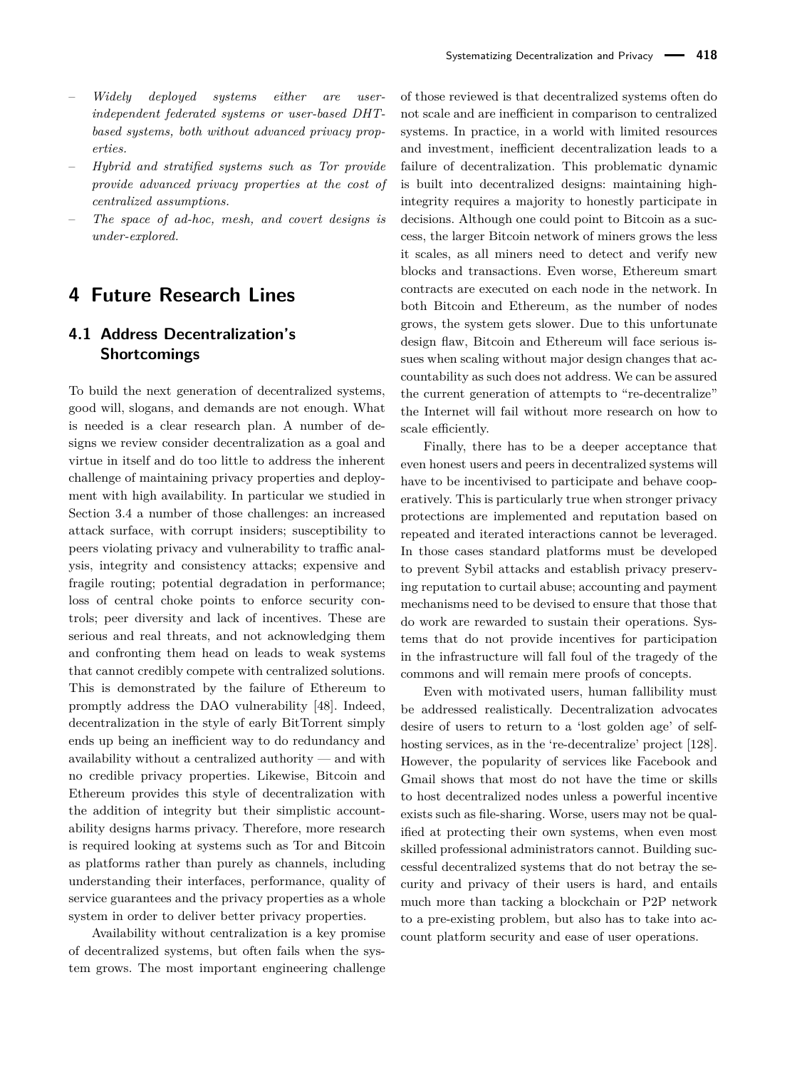- *Widely deployed systems either are user-independent federated systems or user-based DHT-based systems, both without advanced privacy properties.*
- *Hybrid and stratified systems such as Tor provide provide advanced privacy properties at the cost of centralized assumptions.*
- *The space of ad-hoc, mesh, and covert designs is under-explored.*

# 4 Future Research Lines

## 4.1 Address Decentralization's Shortcomings

To build the next generation of decentralized systems, good will, slogans, and demands are not enough. What is needed is a clear research plan. A number of designs we review consider decentralization as a goal and virtue in itself and do too little to address the inherent challenge of maintaining privacy properties and deployment with high availability. In particular we studied in Section 3.4 a number of those challenges: an increased attack surface, with corrupt insiders; susceptibility to peers violating privacy and vulnerability to traffic analysis, integrity and consistency attacks; expensive and fragile routing; potential degradation in performance; loss of central choke points to enforce security controls; peer diversity and lack of incentives. These are serious and real threats, and not acknowledging them and confronting them head on leads to weak systems that cannot credibly compete with centralized solutions. This is demonstrated by the failure of Ethereum to promptly address the DAO vulnerability [48]. Indeed, decentralization in the style of early BitTorrent simply ends up being an inefficient way to do redundancy and availability without a centralized authority — and with no credible privacy properties. Likewise, Bitcoin and Ethereum provides this style of decentralization with the addition of integrity but their simplistic accountability designs harms privacy. Therefore, more research is required looking at systems such as Tor and Bitcoin as platforms rather than purely as channels, including understanding their interfaces, performance, quality of service guarantees and the privacy properties as a whole system in order to deliver better privacy properties.

Availability without centralization is a key promise of decentralized systems, but often fails when the system grows. The most important engineering challenge of those reviewed is that decentralized systems often do not scale and are inefficient in comparison to centralized systems. In practice, in a world with limited resources and investment, inefficient decentralization leads to a failure of decentralization. This problematic dynamic is built into decentralized designs: maintaining high-integrity requires a majority to honestly participate in decisions. Although one could point to Bitcoin as a success, the larger Bitcoin network of miners grows the less it scales, as all miners need to detect and verify new blocks and transactions. Even worse, Ethereum smart contracts are executed on each node in the network. In both Bitcoin and Ethereum, as the number of nodes grows, the system gets slower. Due to this unfortunate design flaw, Bitcoin and Ethereum will face serious issues when scaling without major design changes that accountability as such does not address. We can be assured the current generation of attempts to "re-decentralize" the Internet will fail without more research on how to scale efficiently.

Finally, there has to be a deeper acceptance that even honest users and peers in decentralized systems will have to be incentivised to participate and behave cooperatively. This is particularly true when stronger privacy protections are implemented and reputation based on repeated and iterated interactions cannot be leveraged. In those cases standard platforms must be developed to prevent Sybil attacks and establish privacy preserving reputation to curtail abuse; accounting and payment mechanisms need to be devised to ensure that those that do work are rewarded to sustain their operations. Systems that do not provide incentives for participation in the infrastructure will fall foul of the tragedy of the commons and will remain mere proofs of concepts.

Even with motivated users, human fallibility must be addressed realistically. Decentralization advocates desire of users to return to a 'lost golden age' of self-hosting services, as in the 're-decentralize' project [128]. However, the popularity of services like Facebook and Gmail shows that most do not have the time or skills to host decentralized nodes unless a powerful incentive exists such as file-sharing. Worse, users may not be qualified at protecting their own systems, when even most skilled professional administrators cannot. Building successful decentralized systems that do not betray the security and privacy of their users is hard, and entails much more than tacking a blockchain or P2P network to a pre-existing problem, but also has to take into account platform security and ease of user operations.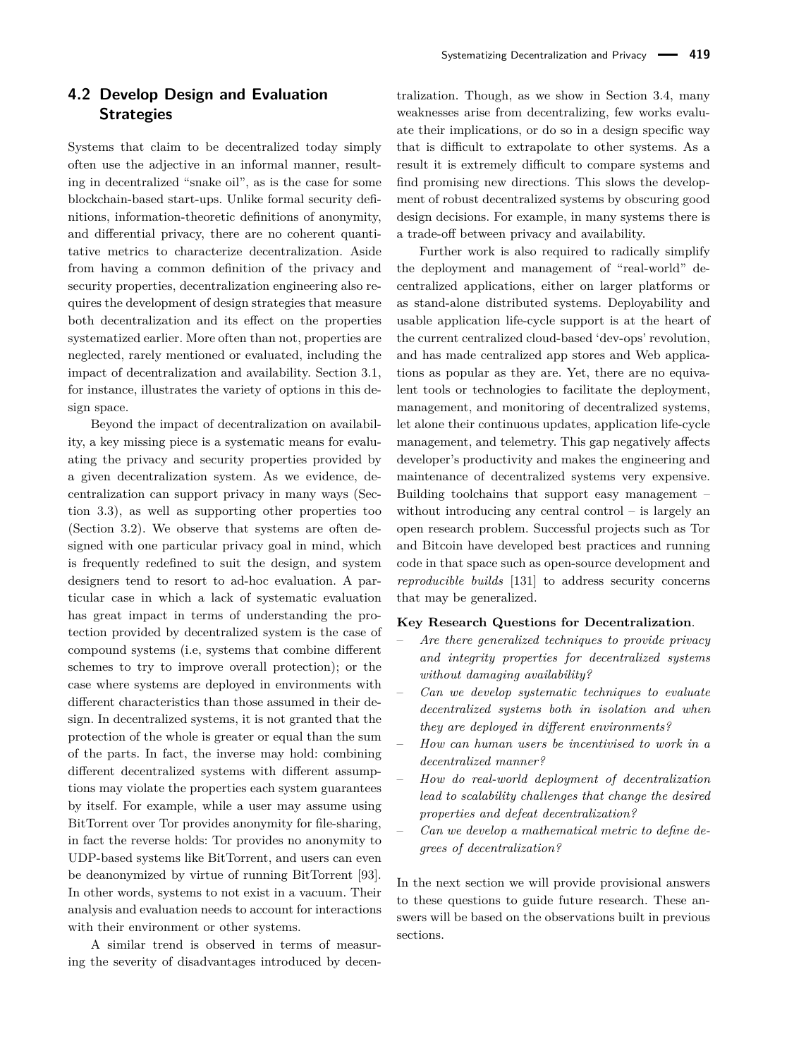## 4.2 Develop Design and Evaluation Strategies

Systems that claim to be decentralized today simply often use the adjective in an informal manner, resulting in decentralized "snake oil", as is the case for some blockchain-based start-ups. Unlike formal security definitions, information-theoretic definitions of anonymity, and differential privacy, there are no coherent quantitative metrics to characterize decentralization. Aside from having a common definition of the privacy and security properties, decentralization engineering also requires the development of design strategies that measure both decentralization and its effect on the properties systematized earlier. More often than not, properties are neglected, rarely mentioned or evaluated, including the impact of decentralization and availability. Section 3.1, for instance, illustrates the variety of options in this design space.

Beyond the impact of decentralization on availability, a key missing piece is a systematic means for evaluating the privacy and security properties provided by a given decentralization system. As we evidence, decentralization can support privacy in many ways (Section 3.3), as well as supporting other properties too (Section 3.2). We observe that systems are often designed with one particular privacy goal in mind, which is frequently redefined to suit the design, and system designers tend to resort to ad-hoc evaluation. A particular case in which a lack of systematic evaluation has great impact in terms of understanding the protection provided by decentralized system is the case of compound systems (i.e, systems that combine different schemes to try to improve overall protection); or the case where systems are deployed in environments with different characteristics than those assumed in their design. In decentralized systems, it is not granted that the protection of the whole is greater or equal than the sum of the parts. In fact, the inverse may hold: combining different decentralized systems with different assumptions may violate the properties each system guarantees by itself. For example, while a user may assume using BitTorrent over Tor provides anonymity for file-sharing, in fact the reverse holds: Tor provides no anonymity to UDP-based systems like BitTorrent, and users can even be deanonymized by virtue of running BitTorrent [93]. In other words, systems to not exist in a vacuum. Their analysis and evaluation needs to account for interactions with their environment or other systems.

A similar trend is observed in terms of measuring the severity of disadvantages introduced by decentralization. Though, as we show in Section 3.4, many weaknesses arise from decentralizing, few works evaluate their implications, or do so in a design specific way that is difficult to extrapolate to other systems. As a result it is extremely difficult to compare systems and find promising new directions. This slows the development of robust decentralized systems by obscuring good design decisions. For example, in many systems there is a trade-off between privacy and availability.

Further work is also required to radically simplify the deployment and management of "real-world" decentralized applications, either on larger platforms or as stand-alone distributed systems. Deployability and usable application life-cycle support is at the heart of the current centralized cloud-based 'dev-ops' revolution, and has made centralized app stores and Web applications as popular as they are. Yet, there are no equivalent tools or technologies to facilitate the deployment, management, and monitoring of decentralized systems, let alone their continuous updates, application life-cycle management, and telemetry. This gap negatively affects developer's productivity and makes the engineering and maintenance of decentralized systems very expensive. Building toolchains that support easy management – without introducing any central control – is largely an open research problem. Successful projects such as Tor and Bitcoin have developed best practices and running code in that space such as open-source development and *reproducible builds* [131] to address security concerns that may be generalized.

**Key Research Questions for Decentralization**.

- *Are there generalized techniques to provide privacy and integrity properties for decentralized systems without damaging availability?*
- *Can we develop systematic techniques to evaluate decentralized systems both in isolation and when they are deployed in different environments?*
- *How can human users be incentivised to work in a decentralized manner?*
- *How do real-world deployment of decentralization lead to scalability challenges that change the desired properties and defeat decentralization?*
- *Can we develop a mathematical metric to define degrees of decentralization?*

In the next section we will provide provisional answers to these questions to guide future research. These answers will be based on the observations built in previous sections.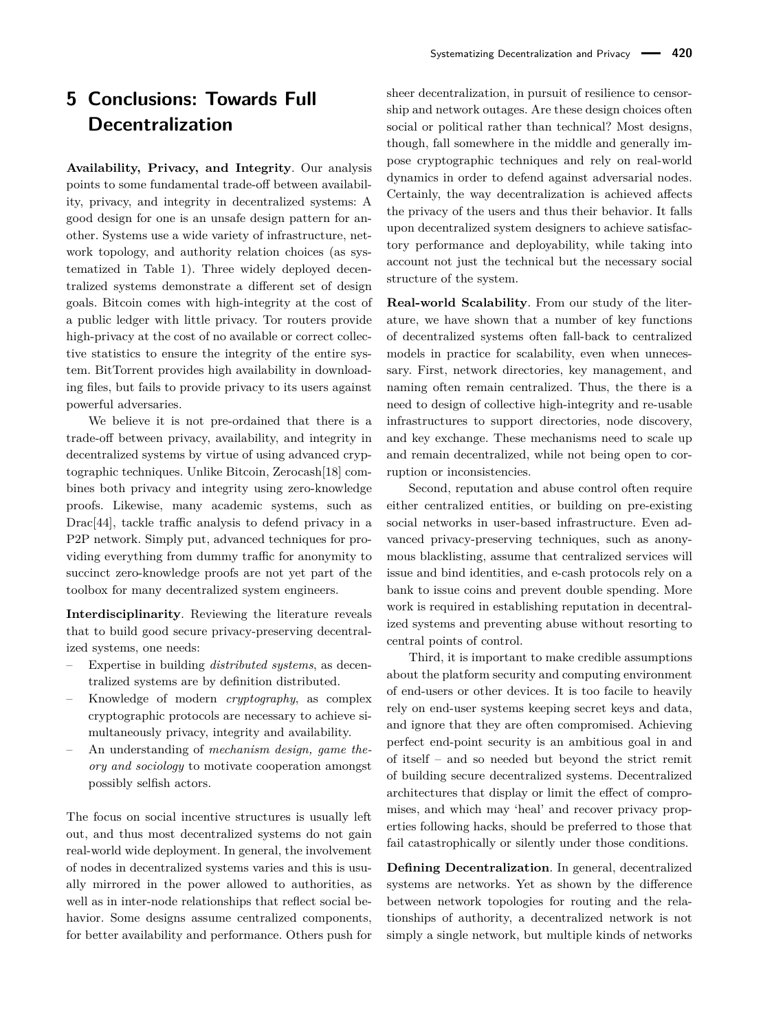## 5 Conclusions: Towards Full Decentralization

**Availability, Privacy, and Integrity**. Our analysis points to some fundamental trade-off between availability, privacy, and integrity in decentralized systems: A good design for one is an unsafe design pattern for another. Systems use a wide variety of infrastructure, network topology, and authority relation choices (as systematized in Table 1). Three widely deployed decentralized systems demonstrate a different set of design goals. Bitcoin comes with high-integrity at the cost of a public ledger with little privacy. Tor routers provide high-privacy at the cost of no available or correct collective statistics to ensure the integrity of the entire system. BitTorrent provides high availability in downloading files, but fails to provide privacy to its users against powerful adversaries.

We believe it is not pre-ordained that there is a trade-off between privacy, availability, and integrity in decentralized systems by virtue of using advanced cryptographic techniques. Unlike Bitcoin, Zerocash[18] combines both privacy and integrity using zero-knowledge proofs. Likewise, many academic systems, such as Drac[44], tackle traffic analysis to defend privacy in a P2P network. Simply put, advanced techniques for providing everything from dummy traffic for anonymity to succinct zero-knowledge proofs are not yet part of the toolbox for many decentralized system engineers.

**Interdisciplinarity**. Reviewing the literature reveals that to build good secure privacy-preserving decentralized systems, one needs:

- Expertise in building *distributed systems*, as decentralized systems are by definition distributed.
- Knowledge of modern *cryptography*, as complex cryptographic protocols are necessary to achieve simultaneously privacy, integrity and availability.
- An understanding of *mechanism design, game theory and sociology* to motivate cooperation amongst possibly selfish actors.

The focus on social incentive structures is usually left out, and thus most decentralized systems do not gain real-world wide deployment. In general, the involvement of nodes in decentralized systems varies and this is usually mirrored in the power allowed to authorities, as well as in inter-node relationships that reflect social behavior. Some designs assume centralized components, for better availability and performance. Others push for sheer decentralization, in pursuit of resilience to censorship and network outages. Are these design choices often social or political rather than technical? Most designs, though, fall somewhere in the middle and generally impose cryptographic techniques and rely on real-world dynamics in order to defend against adversarial nodes. Certainly, the way decentralization is achieved affects the privacy of the users and thus their behavior. It falls upon decentralized system designers to achieve satisfactory performance and deployability, while taking into account not just the technical but the necessary social structure of the system.

**Real-world Scalability**. From our study of the literature, we have shown that a number of key functions of decentralized systems often fall-back to centralized models in practice for scalability, even when unnecessary. First, network directories, key management, and naming often remain centralized. Thus, the there is a need to design of collective high-integrity and re-usable infrastructures to support directories, node discovery, and key exchange. These mechanisms need to scale up and remain decentralized, while not being open to corruption or inconsistencies.

Second, reputation and abuse control often require either centralized entities, or building on pre-existing social networks in user-based infrastructure. Even advanced privacy-preserving techniques, such as anonymous blacklisting, assume that centralized services will issue and bind identities, and e-cash protocols rely on a bank to issue coins and prevent double spending. More work is required in establishing reputation in decentralized systems and preventing abuse without resorting to central points of control.

Third, it is important to make credible assumptions about the platform security and computing environment of end-users or other devices. It is too facile to heavily rely on end-user systems keeping secret keys and data, and ignore that they are often compromised. Achieving perfect end-point security is an ambitious goal in and of itself – and so needed but beyond the strict remit of building secure decentralized systems. Decentralized architectures that display or limit the effect of compromises, and which may 'heal' and recover privacy properties following hacks, should be preferred to those that fail catastrophically or silently under those conditions.

**Defining Decentralization**. In general, decentralized systems are networks. Yet as shown by the difference between network topologies for routing and the relationships of authority, a decentralized network is not simply a single network, but multiple kinds of networks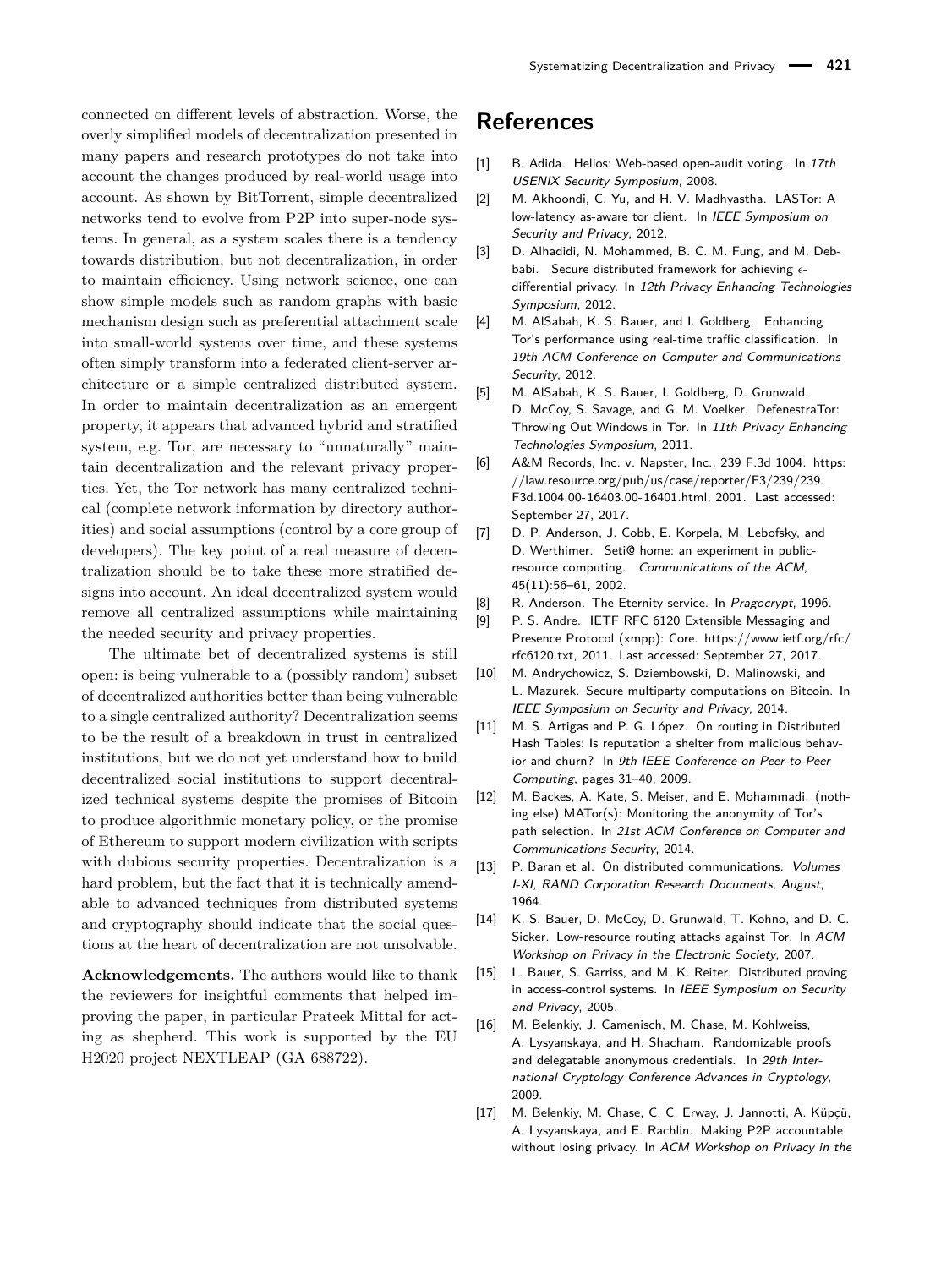connected on different levels of abstraction. Worse, the overly simplified models of decentralization presented in many papers and research prototypes do not take into account the changes produced by real-world usage into account. As shown by BitTorrent, simple decentralized networks tend to evolve from P2P into super-node systems. In general, as a system scales there is a tendency towards distribution, but not decentralization, in order to maintain efficiency. Using network science, one can show simple models such as random graphs with basic mechanism design such as preferential attachment scale into small-world systems over time, and these systems often simply transform into a federated client-server architecture or a simple centralized distributed system. In order to maintain decentralization as an emergent property, it appears that advanced hybrid and stratified system, e.g. Tor, are necessary to "unnaturally" maintain decentralization and the relevant privacy properties. Yet, the Tor network has many centralized technical (complete network information by directory authorities) and social assumptions (control by a core group of developers). The key point of a real measure of decentralization should be to take these more stratified designs into account. An ideal decentralized system would remove all centralized assumptions while maintaining the needed security and privacy properties.

The ultimate bet of decentralized systems is still open: is being vulnerable to a (possibly random) subset of decentralized authorities better than being vulnerable to a single centralized authority? Decentralization seems to be the result of a breakdown in trust in centralized institutions, but we do not yet understand how to build decentralized social institutions to support decentralized technical systems despite the promises of Bitcoin to produce algorithmic monetary policy, or the promise of Ethereum to support modern civilization with scripts with dubious security properties. Decentralization is a hard problem, but the fact that it is technically amendable to advanced techniques from distributed systems and cryptography should indicate that the social questions at the heart of decentralization are not unsolvable.

**Acknowledgements.** The authors would like to thank the reviewers for insightful comments that helped improving the paper, in particular Prateek Mittal for acting as shepherd. This work is supported by the EU H2020 project NEXTLEAP (GA 688722).

# References

[1] B. Adida. Helios: Web-based open-audit voting. In *17th USENIX Security Symposium*, 2008.

[2] M. Akhoondi, C. Yu, and H. V. Madhyastha. LASTor: A low-latency as-aware tor client. In *IEEE Symposium on Security and Privacy*, 2012.

[3] D. Alhadidi, N. Mohammed, B. C. M. Fung, and M. Debbabi. Secure distributed framework for achieving $\epsilon$-differential privacy. In *12th Privacy Enhancing Technologies Symposium*, 2012.

[4] M. AlSabah, K. S. Bauer, and I. Goldberg. Enhancing Tor's performance using real-time traffic classification. In *19th ACM Conference on Computer and Communications Security*, 2012.

[5] M. AlSabah, K. S. Bauer, I. Goldberg, D. Grunwald, D. McCoy, S. Savage, and G. M. Voelker. DefenestraTor: Throwing Out Windows in Tor. In *11th Privacy Enhancing Technologies Symposium*, 2011.

[6] A&M Records, Inc. v. Napster, Inc., 239 F.3d 1004. https://law.resource.org/pub/us/case/reporter/F3/239/239.F3d.1004.00-16403.00-16401.html, 2001. Last accessed: September 27, 2017.

[7] D. P. Anderson, J. Cobb, E. Korpela, M. Lebofsky, and D. Werthimer. Seti@ home: an experiment in public-resource computing. *Communications of the ACM*, 45(11):56–61, 2002.

[8] R. Anderson. The Eternity service. In *Pragocrypt*, 1996.

[9] P. S. Andre. IETF RFC 6120 Extensible Messaging and Presence Protocol (xmpp): Core. https://www.ietf.org/rfc/rfc6120.txt, 2011. Last accessed: September 27, 2017.

[10] M. Andrychowicz, S. Dziembowski, D. Malinowski, and L. Mazurek. Secure multiparty computations on Bitcoin. In *IEEE Symposium on Security and Privacy*, 2014.

[11] M. S. Artigas and P. G. López. On routing in Distributed Hash Tables: Is reputation a shelter from malicious behavior and churn? In *9th IEEE Conference on Peer-to-Peer Computing*, pages 31–40, 2009.

[12] M. Backes, A. Kate, S. Meiser, and E. Mohammadi. (nothing else) MATor(s): Monitoring the anonymity of Tor's path selection. In *21st ACM Conference on Computer and Communications Security*, 2014.

[13] P. Baran et al. On distributed communications. *Volumes I-XI, RAND Corporation Research Documents, August*, 1964.

[14] K. S. Bauer, D. McCoy, D. Grunwald, T. Kohno, and D. C. Sicker. Low-resource routing attacks against Tor. In *ACM Workshop on Privacy in the Electronic Society*, 2007.

[15] L. Bauer, S. Garriss, and M. K. Reiter. Distributed proving in access-control systems. In *IEEE Symposium on Security and Privacy*, 2005.

[16] M. Belenkiy, J. Camenisch, M. Chase, M. Kohlweiss, A. Lysyanskaya, and H. Shacham. Randomizable proofs and delegatable anonymous credentials. In *29th International Cryptology Conference Advances in Cryptology*, 2009.

[17] M. Belenkiy, M. Chase, C. C. Erway, J. Jannotti, A. Küpçü, A. Lysyanskaya, and E. Rachlin. Making P2P accountable without losing privacy. In *ACM Workshop on Privacy in the*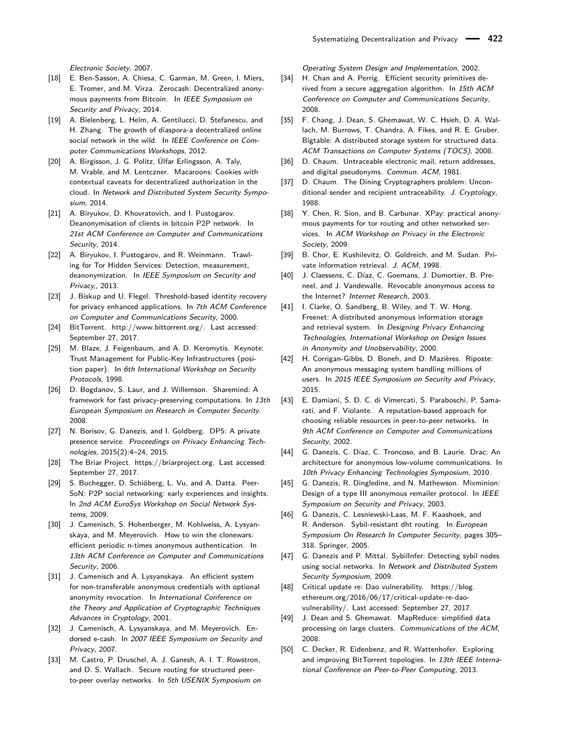*Electronic Society*, 2007.

[18] E. Ben-Sasson, A. Chiesa, C. Garman, M. Green, I. Miers, E. Tromer, and M. Virza. Zerocash: Decentralized anonymous payments from Bitcoin. In *IEEE Symposium on Security and Privacy*, 2014.

[19] A. Bielenberg, L. Helm, A. Gentilucci, D. Stefanescu, and H. Zhang. The growth of diaspora-a decentralized online social network in the wild. In *IEEE Conference on Computer Communications Workshops*, 2012.

[20] A. Birgisson, J. G. Politz, Úlfar Erlingsson, A. Taly, M. Vrable, and M. Lentczner. Macaroons: Cookies with contextual caveats for decentralized authorization in the cloud. In *Network and Distributed System Security Symposium*, 2014.

[21] A. Biryukov, D. Khovratovich, and I. Pustogarov. Deanonymisation of clients in bitcoin P2P network. In *21st ACM Conference on Computer and Communications Security*, 2014.

[22] A. Biryukov, I. Pustogarov, and R. Weinmann. Trawling for Tor Hidden Services: Detection, measurement, deanonymization. In *IEEE Symposium on Security and Privacy,*, 2013.

[23] J. Biskup and U. Flegel. Threshold-based identity recovery for privacy enhanced applications. In *7th ACM Conference on Computer and Communications Security*, 2000.

[24] BitTorrent. http://www.bittorrent.org/. Last accessed: September 27, 2017.

[25] M. Blaze, J. Feigenbaum, and A. D. Keromytis. Keynote: Trust Management for Public-Key Infrastructures (position paper). In *6th International Workshop on Security Protocols*, 1998.

[26] D. Bogdanov, S. Laur, and J. Willemson. Sharemind: A framework for fast privacy-preserving computations. In *13th European Symposium on Research in Computer Security*. 2008.

[27] N. Borisov, G. Danezis, and I. Goldberg. DP5: A private presence service. *Proceedings on Privacy Enhancing Technologies*, 2015(2):4–24, 2015.

[28] The Briar Project. https://briarproject.org. Last accessed: September 27, 2017.

[29] S. Buchegger, D. Schiöberg, L. Vu, and A. Datta. PeerSoN: P2P social networking: early experiences and insights. In *2nd ACM EuroSys Workshop on Social Network Systems*, 2009.

[30] J. Camenisch, S. Hohenberger, M. Kohlweiss, A. Lysyanskaya, and M. Meyerovich. How to win the clonewars: efficient periodic n-times anonymous authentication. In *13th ACM Conference on Computer and Communications Security*, 2006.

[31] J. Camenisch and A. Lysyanskaya. An efficient system for non-transferable anonymous credentials with optional anonymity revocation. In *International Conference on the Theory and Application of Cryptographic Techniques Advances in Cryptology*, 2001.

[32] J. Camenisch, A. Lysyanskaya, and M. Meyerovich. Endorsed e-cash. In *2007 IEEE Symposium on Security and Privacy*, 2007.

[33] M. Castro, P. Druschel, A. J. Ganesh, A. I. T. Rowstron, and D. S. Wallach. Secure routing for structured peer-to-peer overlay networks. In *5th USENIX Symposium on Operating System Design and Implementation*, 2002.

[34] H. Chan and A. Perrig. Efficient security primitives derived from a secure aggregation algorithm. In *15th ACM Conference on Computer and Communications Security*, 2008.

[35] F. Chang, J. Dean, S. Ghemawat, W. C. Hsieh, D. A. Wallach, M. Burrows, T. Chandra, A. Fikes, and R. E. Gruber. Bigtable: A distributed storage system for structured data. *ACM Transactions on Computer Systems (TOCS)*, 2008.

[36] D. Chaum. Untraceable electronic mail, return addresses, and digital pseudonyms. *Commun. ACM*, 1981.

[37] D. Chaum. The Dining Cryptographers problem: Unconditional sender and recipient untraceability. *J. Cryptology*, 1988.

[38] Y. Chen, R. Sion, and B. Carbunar. XPay: practical anonymous payments for tor routing and other networked services. In *ACM Workshop on Privacy in the Electronic Society*, 2009.

[39] B. Chor, E. Kushilevitz, O. Goldreich, and M. Sudan. Private information retrieval. *J. ACM*, 1998.

[40] J. Claessens, C. Díaz, C. Goemans, J. Dumortier, B. Preneel, and J. Vandewalle. Revocable anonymous access to the Internet? *Internet Research*, 2003.

[41] I. Clarke, O. Sandberg, B. Wiley, and T. W. Hong. Freenet: A distributed anonymous information storage and retrieval system. In *Designing Privacy Enhancing Technologies, International Workshop on Design Issues in Anonymity and Unobservability*, 2000.

[42] H. Corrigan-Gibbs, D. Boneh, and D. Mazières. Riposte: An anonymous messaging system handling millions of users. In *2015 IEEE Symposium on Security and Privacy*, 2015.

[43] E. Damiani, S. D. C. di Vimercati, S. Paraboschi, P. Samarati, and F. Violante. A reputation-based approach for choosing reliable resources in peer-to-peer networks. In *9th ACM Conference on Computer and Communications Security*, 2002.

[44] G. Danezis, C. Díaz, C. Troncoso, and B. Laurie. Drac: An architecture for anonymous low-volume communications. In *10th Privacy Enhancing Technologies Symposium*, 2010.

[45] G. Danezis, R. Dingledine, and N. Mathewson. Mixminion: Design of a type III anonymous remailer protocol. In *IEEE Symposium on Security and Privacy*, 2003.

[46] G. Danezis, C. Lesniewski-Laas, M. F. Kaashoek, and R. Anderson. Sybil-resistant dht routing. In *European Symposium On Research In Computer Security*, pages 305–318. Springer, 2005.

[47] G. Danezis and P. Mittal. SybilInfer: Detecting sybil nodes using social networks. In *Network and Distributed System Security Symposium*, 2009.

[48] Critical update re: Dao vulnerability. https://blog.ethereum.org/2016/06/17/critical-update-re-dao-vulnerability/. Last accessed: September 27, 2017.

[49] J. Dean and S. Ghemawat. MapReduce: simplified data processing on large clusters. *Communications of the ACM*, 2008.

[50] C. Decker, R. Eidenbenz, and R. Wattenhofer. Exploring and improving BitTorrent topologies. In *13th IEEE International Conference on Peer-to-Peer Computing*, 2013.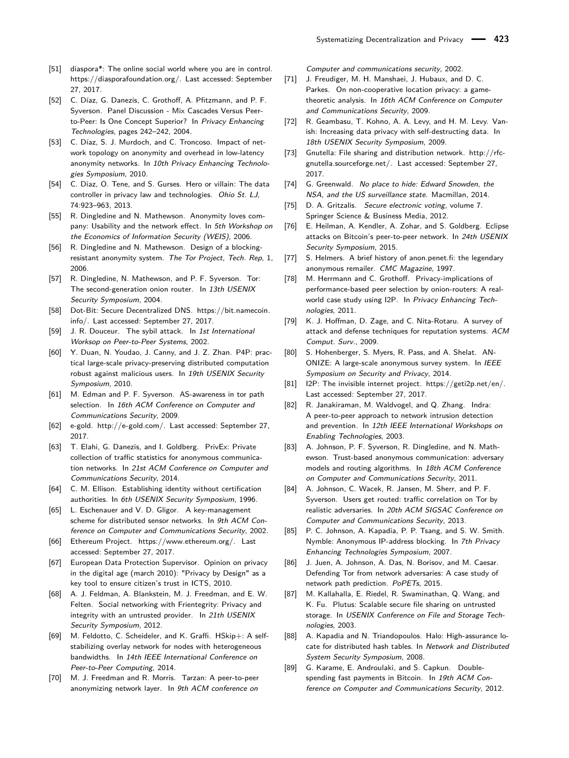[51] diaspora*: The online social world where you are in control. https://diasporafoundation.org/. Last accessed: September 27, 2017.

[52] C. Díaz, G. Danezis, C. Grothoff, A. Pfitzmann, and P. F. Syverson. Panel Discussion - Mix Cascades Versus Peer-to-Peer: Is One Concept Superior? In *Privacy Enhancing Technologies*, pages 242–242, 2004.

[53] C. Díaz, S. J. Murdoch, and C. Troncoso. Impact of network topology on anonymity and overhead in low-latency anonymity networks. In *10th Privacy Enhancing Technologies Symposium*, 2010.

[54] C. Diaz, O. Tene, and S. Gurses. Hero or villain: The data controller in privacy law and technologies. *Ohio St. LJ*, 74:923–963, 2013.

[55] R. Dingledine and N. Mathewson. Anonymity loves company: Usability and the network effect. In *5th Workshop on the Economics of Information Security (WEIS)*, 2006.

[56] R. Dingledine and N. Mathewson. Design of a blocking-resistant anonymity system. *The Tor Project, Tech. Rep*, 1, 2006.

[57] R. Dingledine, N. Mathewson, and P. F. Syverson. Tor: The second-generation onion router. In *13th USENIX Security Symposium*, 2004.

[58] Dot-Bit: Secure Decentralized DNS. https://bit.namecoin.info/. Last accessed: September 27, 2017.

[59] J. R. Douceur. The sybil attack. In *1st International Worksop on Peer-to-Peer Systems*, 2002.

[60] Y. Duan, N. Youdao, J. Canny, and J. Z. Zhan. P4P: practical large-scale privacy-preserving distributed computation robust against malicious users. In *19th USENIX Security Symposium*, 2010.

[61] M. Edman and P. F. Syverson. AS-awareness in tor path selection. In *16th ACM Conference on Computer and Communications Security*, 2009.

[62] e-gold. http://e-gold.com/. Last accessed: September 27, 2017.

[63] T. Elahi, G. Danezis, and I. Goldberg. PrivEx: Private collection of traffic statistics for anonymous communication networks. In *21st ACM Conference on Computer and Communications Security*, 2014.

[64] C. M. Ellison. Establishing identity without certification authorities. In *6th USENIX Security Symposium*, 1996.

[65] L. Eschenauer and V. D. Gligor. A key-management scheme for distributed sensor networks. In *9th ACM Conference on Computer and Communications Security*, 2002.

[66] Ethereum Project. https://www.ethereum.org/. Last accessed: September 27, 2017.

[67] European Data Protection Supervisor. Opinion on privacy in the digital age (march 2010): "Privacy by Design" as a key tool to ensure citizen's trust in ICTS, 2010.

[68] A. J. Feldman, A. Blankstein, M. J. Freedman, and E. W. Felten. Social networking with Frientegrity: Privacy and integrity with an untrusted provider. In *21th USENIX Security Symposium*, 2012.

[69] M. Feldotto, C. Scheideler, and K. Graffi. HSkip+: A self-stabilizing overlay network for nodes with heterogeneous bandwidths. In *14th IEEE International Conference on Peer-to-Peer Computing*, 2014.

[70] M. J. Freedman and R. Morris. Tarzan: A peer-to-peer anonymizing network layer. In *9th ACM conference on Computer and communications security*, 2002.

[71] J. Freudiger, M. H. Manshaei, J. Hubaux, and D. C. Parkes. On non-cooperative location privacy: a game-theoretic analysis. In *16th ACM Conference on Computer and Communications Security*, 2009.

[72] R. Geambasu, T. Kohno, A. A. Levy, and H. M. Levy. Vanish: Increasing data privacy with self-destructing data. In *18th USENIX Security Symposium*, 2009.

[73] Gnutella: File sharing and distribution network. http://rfc-gnutella.sourceforge.net/. Last accessed: September 27, 2017.

[74] G. Greenwald. *No place to hide: Edward Snowden, the NSA, and the US surveillance state*. Macmillan, 2014.

[75] D. A. Gritzalis. *Secure electronic voting*, volume 7. Springer Science & Business Media, 2012.

[76] E. Heilman, A. Kendler, A. Zohar, and S. Goldberg. Eclipse attacks on Bitcoin's peer-to-peer network. In *24th USENIX Security Symposium*, 2015.

[77] S. Helmers. A brief history of anon.penet.fi: the legendary anonymous remailer. *CMC Magazine*, 1997.

[78] M. Herrmann and C. Grothoff. Privacy-implications of performance-based peer selection by onion-routers: A real-world case study using I2P. In *Privacy Enhancing Technologies*, 2011.

[79] K. J. Hoffman, D. Zage, and C. Nita-Rotaru. A survey of attack and defense techniques for reputation systems. *ACM Comput. Surv.*, 2009.

[80] S. Hohenberger, S. Myers, R. Pass, and A. Shelat. ANONIZE: A large-scale anonymous survey system. In *IEEE Symposium on Security and Privacy*, 2014.

[81] I2P: The invisible internet project. https://geti2p.net/en/. Last accessed: September 27, 2017.

[82] R. Janakiraman, M. Waldvogel, and Q. Zhang. Indra: A peer-to-peer approach to network intrusion detection and prevention. In *12th IEEE International Workshops on Enabling Technologies*, 2003.

[83] A. Johnson, P. F. Syverson, R. Dingledine, and N. Mathewson. Trust-based anonymous communication: adversary models and routing algorithms. In *18th ACM Conference on Computer and Communications Security*, 2011.

[84] A. Johnson, C. Wacek, R. Jansen, M. Sherr, and P. F. Syverson. Users get routed: traffic correlation on Tor by realistic adversaries. In *20th ACM SIGSAC Conference on Computer and Communications Security*, 2013.

[85] P. C. Johnson, A. Kapadia, P. P. Tsang, and S. W. Smith. Nymble: Anonymous IP-address blocking. In *7th Privacy Enhancing Technologies Symposium*, 2007.

[86] J. Juen, A. Johnson, A. Das, N. Borisov, and M. Caesar. Defending Tor from network adversaries: A case study of network path prediction. *PoPETs*, 2015.

[87] M. Kallahalla, E. Riedel, R. Swaminathan, Q. Wang, and K. Fu. Plutus: Scalable secure file sharing on untrusted storage. In *USENIX Conference on File and Storage Technologies*, 2003.

[88] A. Kapadia and N. Triandopoulos. Halo: High-assurance locate for distributed hash tables. In *Network and Distributed System Security Symposium*, 2008.

[89] G. Karame, E. Androulaki, and S. Capkun. Double-spending fast payments in Bitcoin. In *19th ACM Conference on Computer and Communications Security*, 2012.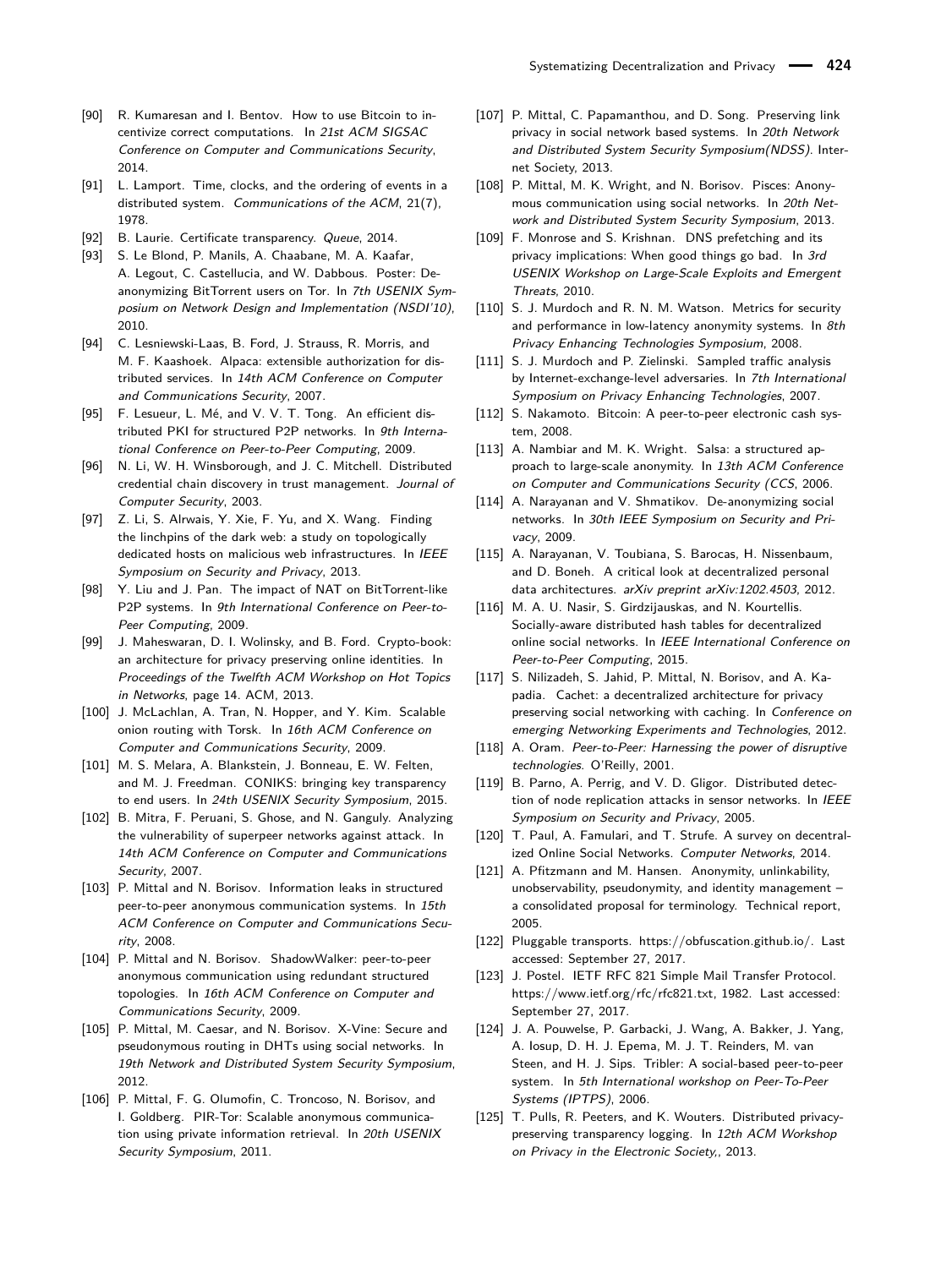[90] R. Kumaresan and I. Bentov. How to use Bitcoin to incentivize correct computations. In *21st ACM SIGSAC Conference on Computer and Communications Security*, 2014.

[91] L. Lamport. Time, clocks, and the ordering of events in a distributed system. *Communications of the ACM*, 21(7), 1978.

[92] B. Laurie. Certificate transparency. *Queue*, 2014.

[93] S. Le Blond, P. Manils, A. Chaabane, M. A. Kaafar, A. Legout, C. Castellucia, and W. Dabbous. Poster: De-anonymizing BitTorrent users on Tor. In *7th USENIX Symposium on Network Design and Implementation (NSDI'10)*, 2010.

[94] C. Lesniewski-Laas, B. Ford, J. Strauss, R. Morris, and M. F. Kaashoek. Alpaca: extensible authorization for distributed services. In *14th ACM Conference on Computer and Communications Security*, 2007.

[95] F. Lesueur, L. Mé, and V. V. T. Tong. An efficient distributed PKI for structured P2P networks. In *9th International Conference on Peer-to-Peer Computing*, 2009.

[96] N. Li, W. H. Winsborough, and J. C. Mitchell. Distributed credential chain discovery in trust management. *Journal of Computer Security*, 2003.

[97] Z. Li, S. Alrwais, Y. Xie, F. Yu, and X. Wang. Finding the linchpins of the dark web: a study on topologically dedicated hosts on malicious web infrastructures. In *IEEE Symposium on Security and Privacy*, 2013.

[98] Y. Liu and J. Pan. The impact of NAT on BitTorrent-like P2P systems. In *9th International Conference on Peer-to-Peer Computing*, 2009.

[99] J. Maheswaran, D. I. Wolinsky, and B. Ford. Crypto-book: an architecture for privacy preserving online identities. In *Proceedings of the Twelfth ACM Workshop on Hot Topics in Networks*, page 14. ACM, 2013.

[100] J. McLachlan, A. Tran, N. Hopper, and Y. Kim. Scalable onion routing with Torsk. In *16th ACM Conference on Computer and Communications Security*, 2009.

[101] M. S. Melara, A. Blankstein, J. Bonneau, E. W. Felten, and M. J. Freedman. CONIKS: bringing key transparency to end users. In *24th USENIX Security Symposium*, 2015.

[102] B. Mitra, F. Peruani, S. Ghose, and N. Ganguly. Analyzing the vulnerability of superpeer networks against attack. In *14th ACM Conference on Computer and Communications Security*, 2007.

[103] P. Mittal and N. Borisov. Information leaks in structured peer-to-peer anonymous communication systems. In *15th ACM Conference on Computer and Communications Security*, 2008.

[104] P. Mittal and N. Borisov. ShadowWalker: peer-to-peer anonymous communication using redundant structured topologies. In *16th ACM Conference on Computer and Communications Security*, 2009.

[105] P. Mittal, M. Caesar, and N. Borisov. X-Vine: Secure and pseudonymous routing in DHTs using social networks. In *19th Network and Distributed System Security Symposium*, 2012.

[106] P. Mittal, F. G. Olumofin, C. Troncoso, N. Borisov, and I. Goldberg. PIR-Tor: Scalable anonymous communication using private information retrieval. In *20th USENIX Security Symposium*, 2011.

[107] P. Mittal, C. Papamanthou, and D. Song. Preserving link privacy in social network based systems. In *20th Network and Distributed System Security Symposium(NDSS)*. Internet Society, 2013.

[108] P. Mittal, M. K. Wright, and N. Borisov. Pisces: Anonymous communication using social networks. In *20th Network and Distributed System Security Symposium*, 2013.

[109] F. Monrose and S. Krishnan. DNS prefetching and its privacy implications: When good things go bad. In *3rd USENIX Workshop on Large-Scale Exploits and Emergent Threats*, 2010.

[110] S. J. Murdoch and R. N. M. Watson. Metrics for security and performance in low-latency anonymity systems. In *8th Privacy Enhancing Technologies Symposium*, 2008.

[111] S. J. Murdoch and P. Zielinski. Sampled traffic analysis by Internet-exchange-level adversaries. In *7th International Symposium on Privacy Enhancing Technologies*, 2007.

[112] S. Nakamoto. Bitcoin: A peer-to-peer electronic cash system, 2008.

[113] A. Nambiar and M. K. Wright. Salsa: a structured approach to large-scale anonymity. In *13th ACM Conference on Computer and Communications Security (CCS*, 2006.

[114] A. Narayanan and V. Shmatikov. De-anonymizing social networks. In *30th IEEE Symposium on Security and Privacy*, 2009.

[115] A. Narayanan, V. Toubiana, S. Barocas, H. Nissenbaum, and D. Boneh. A critical look at decentralized personal data architectures. *arXiv preprint arXiv:1202.4503*, 2012.

[116] M. A. U. Nasir, S. Girdzijauskas, and N. Kourtellis. Socially-aware distributed hash tables for decentralized online social networks. In *IEEE International Conference on Peer-to-Peer Computing*, 2015.

[117] S. Nilizadeh, S. Jahid, P. Mittal, N. Borisov, and A. Kapadia. Cachet: a decentralized architecture for privacy preserving social networking with caching. In *Conference on emerging Networking Experiments and Technologies*, 2012.

[118] A. Oram. *Peer-to-Peer: Harnessing the power of disruptive technologies*. O'Reilly, 2001.

[119] B. Parno, A. Perrig, and V. D. Gligor. Distributed detection of node replication attacks in sensor networks. In *IEEE Symposium on Security and Privacy*, 2005.

[120] T. Paul, A. Famulari, and T. Strufe. A survey on decentralized Online Social Networks. *Computer Networks*, 2014.

[121] A. Pfitzmann and M. Hansen. Anonymity, unlinkability, unobservability, pseudonymity, and identity management – a consolidated proposal for terminology. Technical report, 2005.

[122] Pluggable transports. https://obfuscation.github.io/. Last accessed: September 27, 2017.

[123] J. Postel. IETF RFC 821 Simple Mail Transfer Protocol. https://www.ietf.org/rfc/rfc821.txt, 1982. Last accessed: September 27, 2017.

[124] J. A. Pouwelse, P. Garbacki, J. Wang, A. Bakker, J. Yang, A. Iosup, D. H. J. Epema, M. J. T. Reinders, M. van Steen, and H. J. Sips. Tribler: A social-based peer-to-peer system. In *5th International workshop on Peer-To-Peer Systems (IPTPS)*, 2006.

[125] T. Pulls, R. Peeters, and K. Wouters. Distributed privacy-preserving transparency logging. In *12th ACM Workshop on Privacy in the Electronic Society,*, 2013.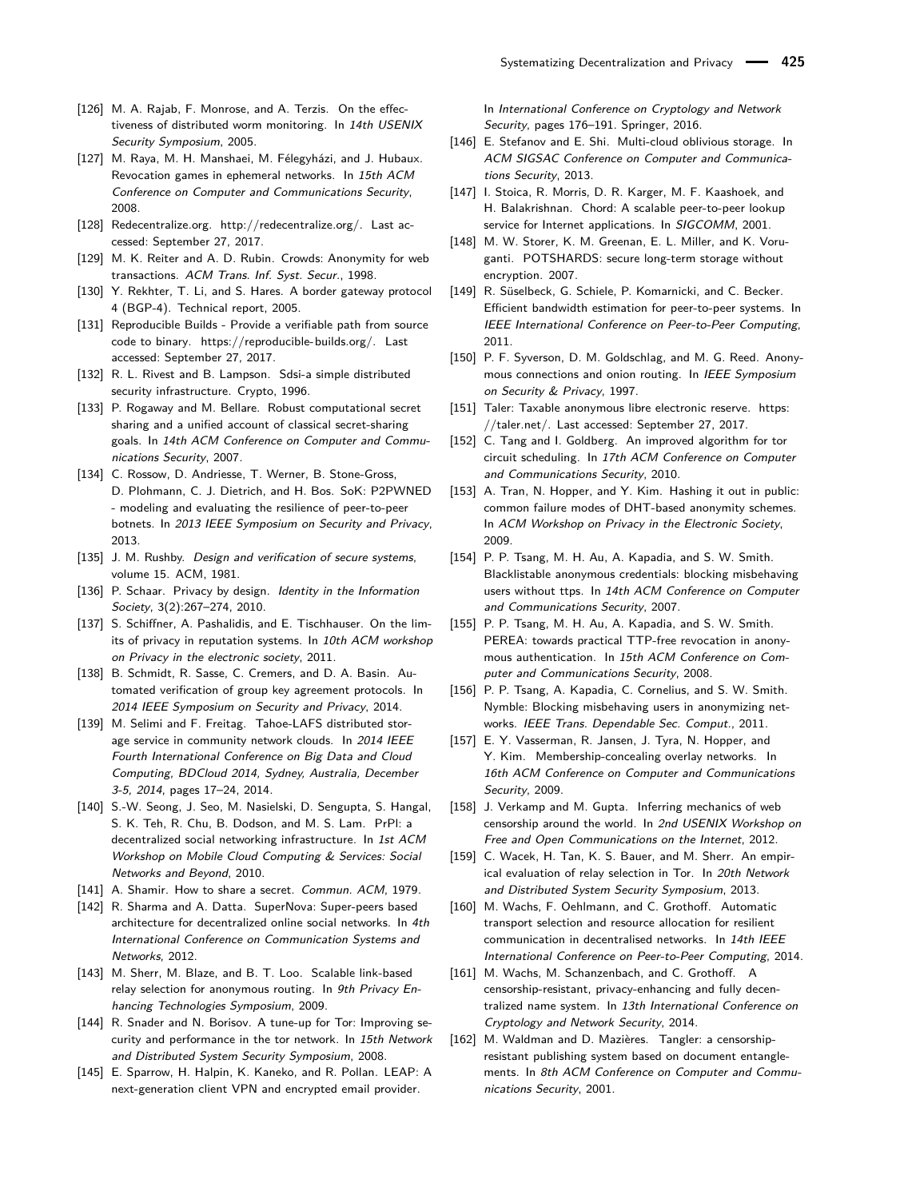[126] M. A. Rajab, F. Monrose, and A. Terzis. On the effectiveness of distributed worm monitoring. In *14th USENIX Security Symposium*, 2005.

[127] M. Raya, M. H. Manshaei, M. Félegyházi, and J. Hubaux. Revocation games in ephemeral networks. In *15th ACM Conference on Computer and Communications Security*, 2008.

[128] Redecentralize.org. http://redecentralize.org/. Last accessed: September 27, 2017.

[129] M. K. Reiter and A. D. Rubin. Crowds: Anonymity for web transactions. *ACM Trans. Inf. Syst. Secur.*, 1998.

[130] Y. Rekhter, T. Li, and S. Hares. A border gateway protocol 4 (BGP-4). Technical report, 2005.

[131] Reproducible Builds - Provide a verifiable path from source code to binary. https://reproducible-builds.org/. Last accessed: September 27, 2017.

[132] R. L. Rivest and B. Lampson. Sdsi-a simple distributed security infrastructure. Crypto, 1996.

[133] P. Rogaway and M. Bellare. Robust computational secret sharing and a unified account of classical secret-sharing goals. In *14th ACM Conference on Computer and Communications Security*, 2007.

[134] C. Rossow, D. Andriesse, T. Werner, B. Stone-Gross, D. Plohmann, C. J. Dietrich, and H. Bos. SoK: P2PWNED - modeling and evaluating the resilience of peer-to-peer botnets. In *2013 IEEE Symposium on Security and Privacy*, 2013.

[135] J. M. Rushby. *Design and verification of secure systems*, volume 15. ACM, 1981.

[136] P. Schaar. Privacy by design. *Identity in the Information Society*, 3(2):267–274, 2010.

[137] S. Schiffner, A. Pashalidis, and E. Tischhauser. On the limits of privacy in reputation systems. In *10th ACM workshop on Privacy in the electronic society*, 2011.

[138] B. Schmidt, R. Sasse, C. Cremers, and D. A. Basin. Automated verification of group key agreement protocols. In *2014 IEEE Symposium on Security and Privacy*, 2014.

[139] M. Selimi and F. Freitag. Tahoe-LAFS distributed storage service in community network clouds. In *2014 IEEE Fourth International Conference on Big Data and Cloud Computing, BDCloud 2014, Sydney, Australia, December 3-5, 2014*, pages 17–24, 2014.

[140] S.-W. Seong, J. Seo, M. Nasielski, D. Sengupta, S. Hangal, S. K. Teh, R. Chu, B. Dodson, and M. S. Lam. PrPl: a decentralized social networking infrastructure. In *1st ACM Workshop on Mobile Cloud Computing & Services: Social Networks and Beyond*, 2010.

[141] A. Shamir. How to share a secret. *Commun. ACM*, 1979.

[142] R. Sharma and A. Datta. SuperNova: Super-peers based architecture for decentralized online social networks. In *4th International Conference on Communication Systems and Networks*, 2012.

[143] M. Sherr, M. Blaze, and B. T. Loo. Scalable link-based relay selection for anonymous routing. In *9th Privacy Enhancing Technologies Symposium*, 2009.

[144] R. Snader and N. Borisov. A tune-up for Tor: Improving security and performance in the tor network. In *15th Network and Distributed System Security Symposium*, 2008.

[145] E. Sparrow, H. Halpin, K. Kaneko, and R. Pollan. LEAP: A next-generation client VPN and encrypted email provider. In *International Conference on Cryptology and Network Security*, pages 176–191. Springer, 2016.

[146] E. Stefanov and E. Shi. Multi-cloud oblivious storage. In *ACM SIGSAC Conference on Computer and Communications Security*, 2013.

[147] I. Stoica, R. Morris, D. R. Karger, M. F. Kaashoek, and H. Balakrishnan. Chord: A scalable peer-to-peer lookup service for Internet applications. In *SIGCOMM*, 2001.

[148] M. W. Storer, K. M. Greenan, E. L. Miller, and K. Voruganti. POTSHARDS: secure long-term storage without encryption. 2007.

[149] R. Süselbeck, G. Schiele, P. Komarnicki, and C. Becker. Efficient bandwidth estimation for peer-to-peer systems. In *IEEE International Conference on Peer-to-Peer Computing*, 2011.

[150] P. F. Syverson, D. M. Goldschlag, and M. G. Reed. Anonymous connections and onion routing. In *IEEE Symposium on Security & Privacy*, 1997.

[151] Taler: Taxable anonymous libre electronic reserve. https://taler.net/. Last accessed: September 27, 2017.

[152] C. Tang and I. Goldberg. An improved algorithm for tor circuit scheduling. In *17th ACM Conference on Computer and Communications Security*, 2010.

[153] A. Tran, N. Hopper, and Y. Kim. Hashing it out in public: common failure modes of DHT-based anonymity schemes. In *ACM Workshop on Privacy in the Electronic Society*, 2009.

[154] P. P. Tsang, M. H. Au, A. Kapadia, and S. W. Smith. Blacklistable anonymous credentials: blocking misbehaving users without ttps. In *14th ACM Conference on Computer and Communications Security*, 2007.

[155] P. P. Tsang, M. H. Au, A. Kapadia, and S. W. Smith. PEREA: towards practical TTP-free revocation in anonymous authentication. In *15th ACM Conference on Computer and Communications Security*, 2008.

[156] P. P. Tsang, A. Kapadia, C. Cornelius, and S. W. Smith. Nymble: Blocking misbehaving users in anonymizing networks. *IEEE Trans. Dependable Sec. Comput.*, 2011.

[157] E. Y. Vasserman, R. Jansen, J. Tyra, N. Hopper, and Y. Kim. Membership-concealing overlay networks. In *16th ACM Conference on Computer and Communications Security*, 2009.

[158] J. Verkamp and M. Gupta. Inferring mechanics of web censorship around the world. In *2nd USENIX Workshop on Free and Open Communications on the Internet*, 2012.

[159] C. Wacek, H. Tan, K. S. Bauer, and M. Sherr. An empirical evaluation of relay selection in Tor. In *20th Network and Distributed System Security Symposium*, 2013.

[160] M. Wachs, F. Oehlmann, and C. Grothoff. Automatic transport selection and resource allocation for resilient communication in decentralised networks. In *14th IEEE International Conference on Peer-to-Peer Computing*, 2014.

[161] M. Wachs, M. Schanzenbach, and C. Grothoff. A censorship-resistant, privacy-enhancing and fully decentralized name system. In *13th International Conference on Cryptology and Network Security*, 2014.

[162] M. Waldman and D. Mazières. Tangler: a censorship-resistant publishing system based on document entanglements. In *8th ACM Conference on Computer and Communications Security*, 2001.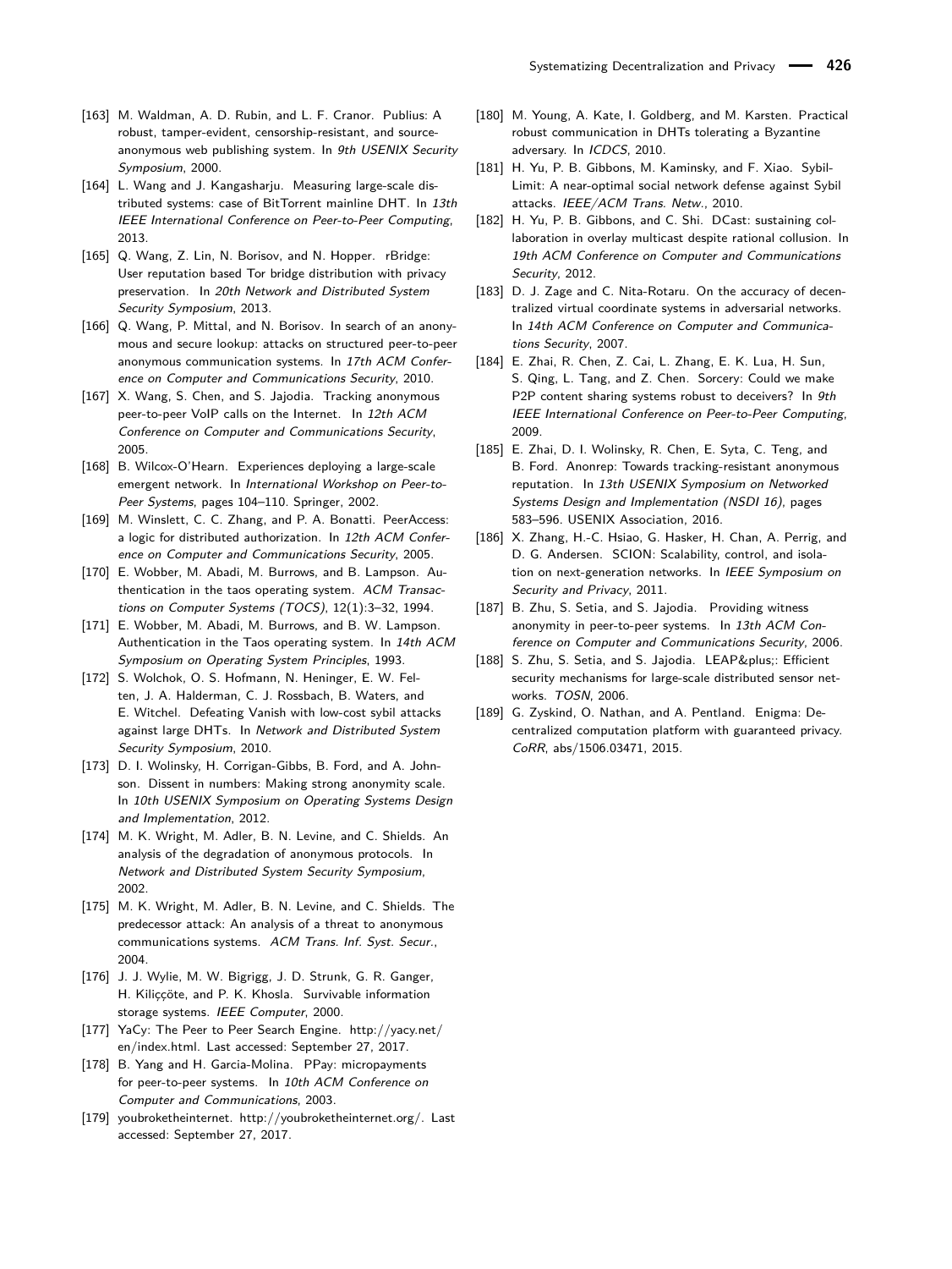[163] M. Waldman, A. D. Rubin, and L. F. Cranor. Publius: A robust, tamper-evident, censorship-resistant, and source-anonymous web publishing system. In *9th USENIX Security Symposium*, 2000.

[164] L. Wang and J. Kangasharju. Measuring large-scale distributed systems: case of BitTorrent mainline DHT. In *13th IEEE International Conference on Peer-to-Peer Computing*, 2013.

[165] Q. Wang, Z. Lin, N. Borisov, and N. Hopper. rBridge: User reputation based Tor bridge distribution with privacy preservation. In *20th Network and Distributed System Security Symposium*, 2013.

[166] Q. Wang, P. Mittal, and N. Borisov. In search of an anonymous and secure lookup: attacks on structured peer-to-peer anonymous communication systems. In *17th ACM Conference on Computer and Communications Security*, 2010.

[167] X. Wang, S. Chen, and S. Jajodia. Tracking anonymous peer-to-peer VoIP calls on the Internet. In *12th ACM Conference on Computer and Communications Security*, 2005.

[168] B. Wilcox-O'Hearn. Experiences deploying a large-scale emergent network. In *International Workshop on Peer-to-Peer Systems*, pages 104–110. Springer, 2002.

[169] M. Winslett, C. C. Zhang, and P. A. Bonatti. PeerAccess: a logic for distributed authorization. In *12th ACM Conference on Computer and Communications Security*, 2005.

[170] E. Wobber, M. Abadi, M. Burrows, and B. Lampson. Authentication in the taos operating system. *ACM Transactions on Computer Systems (TOCS)*, 12(1):3–32, 1994.

[171] E. Wobber, M. Abadi, M. Burrows, and B. W. Lampson. Authentication in the Taos operating system. In *14th ACM Symposium on Operating System Principles*, 1993.

[172] S. Wolchok, O. S. Hofmann, N. Heninger, E. W. Felten, J. A. Halderman, C. J. Rossbach, B. Waters, and E. Witchel. Defeating Vanish with low-cost sybil attacks against large DHTs. In *Network and Distributed System Security Symposium*, 2010.

[173] D. I. Wolinsky, H. Corrigan-Gibbs, B. Ford, and A. Johnson. Dissent in numbers: Making strong anonymity scale. In *10th USENIX Symposium on Operating Systems Design and Implementation*, 2012.

[174] M. K. Wright, M. Adler, B. N. Levine, and C. Shields. An analysis of the degradation of anonymous protocols. In *Network and Distributed System Security Symposium*, 2002.

[175] M. K. Wright, M. Adler, B. N. Levine, and C. Shields. The predecessor attack: An analysis of a threat to anonymous communications systems. *ACM Trans. Inf. Syst. Secur.*, 2004.

[176] J. J. Wylie, M. W. Bigrigg, J. D. Strunk, G. R. Ganger, H. Kiliççöte, and P. K. Khosla. Survivable information storage systems. *IEEE Computer*, 2000.

[177] YaCy: The Peer to Peer Search Engine. http://yacy.net/en/index.html. Last accessed: September 27, 2017.

[178] B. Yang and H. Garcia-Molina. PPay: micropayments for peer-to-peer systems. In *10th ACM Conference on Computer and Communications*, 2003.

[179] youbroketheinternet. http://youbroketheinternet.org/. Last accessed: September 27, 2017.

[180] M. Young, A. Kate, I. Goldberg, and M. Karsten. Practical robust communication in DHTs tolerating a Byzantine adversary. In *ICDCS*, 2010.

[181] H. Yu, P. B. Gibbons, M. Kaminsky, and F. Xiao. SybilLimit: A near-optimal social network defense against Sybil attacks. *IEEE/ACM Trans. Netw.*, 2010.

[182] H. Yu, P. B. Gibbons, and C. Shi. DCast: sustaining collaboration in overlay multicast despite rational collusion. In *19th ACM Conference on Computer and Communications Security*, 2012.

[183] D. J. Zage and C. Nita-Rotaru. On the accuracy of decentralized virtual coordinate systems in adversarial networks. In *14th ACM Conference on Computer and Communications Security*, 2007.

[184] E. Zhai, R. Chen, Z. Cai, L. Zhang, E. K. Lua, H. Sun, S. Qing, L. Tang, and Z. Chen. Sorcery: Could we make P2P content sharing systems robust to deceivers? In *9th IEEE International Conference on Peer-to-Peer Computing*, 2009.

[185] E. Zhai, D. I. Wolinsky, R. Chen, E. Syta, C. Teng, and B. Ford. Anonrep: Towards tracking-resistant anonymous reputation. In *13th USENIX Symposium on Networked Systems Design and Implementation (NSDI 16)*, pages 583–596. USENIX Association, 2016.

[186] X. Zhang, H.-C. Hsiao, G. Hasker, H. Chan, A. Perrig, and D. G. Andersen. SCION: Scalability, control, and isolation on next-generation networks. In *IEEE Symposium on Security and Privacy*, 2011.

[187] B. Zhu, S. Setia, and S. Jajodia. Providing witness anonymity in peer-to-peer systems. In *13th ACM Conference on Computer and Communications Security*, 2006.

[188] S. Zhu, S. Setia, and S. Jajodia. LEAP&plus;: Efficient security mechanisms for large-scale distributed sensor networks. *TOSN*, 2006.

[189] G. Zyskind, O. Nathan, and A. Pentland. Enigma: Decentralized computation platform with guaranteed privacy. *CoRR*, abs/1506.03471, 2015.